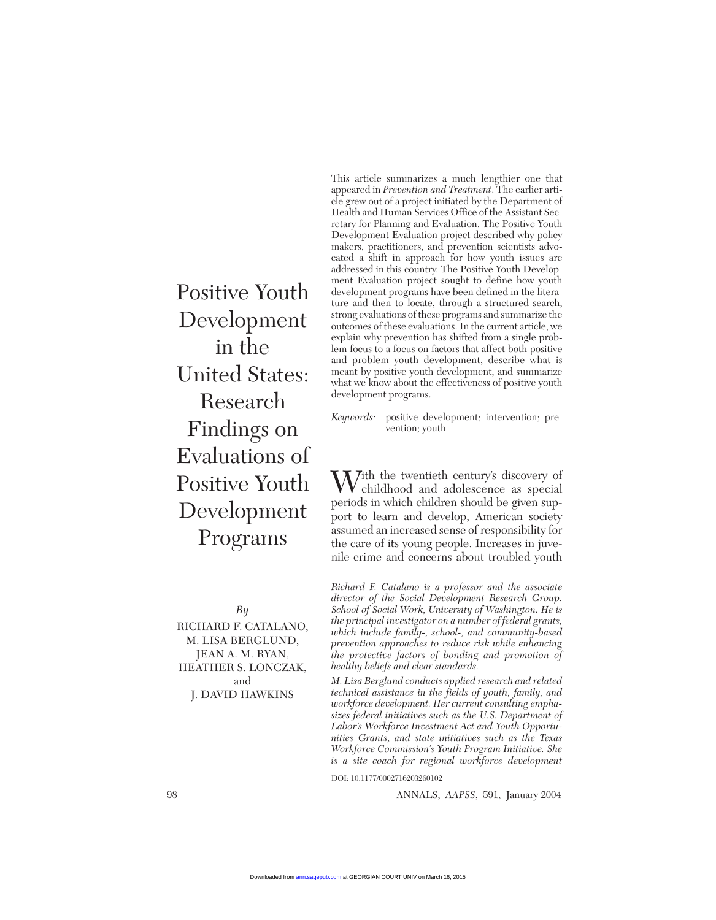# Positive Youth Development in the United States: Research Findings on Evaluations of Positive Youth Development Programs

*By*

RICHARD F. CATALANO, M. LISA BERGLUND, JEAN A. M. RYAN, HEATHER S. LONCZAK, and J. DAVID HAWKINS

This article summarizes a much lengthier one that appeared in *Prevention and Treatment*. The earlier article grew out of a project initiated by the Department of Health and Human Services Office of the Assistant Secretary for Planning and Evaluation. The Positive Youth Development Evaluation project described why policy makers, practitioners, and prevention scientists advocated a shift in approach for how youth issues are addressed in this country. The Positive Youth Development Evaluation project sought to define how youth development programs have been defined in the literature and then to locate, through a structured search, strong evaluations of these programs and summarize the outcomes of these evaluations. In the current article, we explain why prevention has shifted from a single problem focus to a focus on factors that affect both positive and problem youth development, describe what is meant by positive youth development, and summarize what we know about the effectiveness of positive youth development programs.

*Keywords:* positive development; intervention; prevention; youth

With the twentieth century's discovery of childhood and adolescence as special periods in which children should be given support to learn and develop, American society assumed an increased sense of responsibility for the care of its young people. Increases in juvenile crime and concerns about troubled youth

*Richard F. Catalano is a professor and the associate director of the Social Development Research Group, School of Social Work, University of Washington. He is the principal investigator on a number of federal grants, which include family-, school-, and community-based prevention approaches to reduce risk while enhancing the protective factors of bonding and promotion of healthy beliefs and clear standards.*

*M. Lisa Berglund conducts applied research and related technical assistance in the fields of youth, family, and workforce development. Her current consulting emphasizes federal initiatives such as the U.S. Department of Labor's Workforce Investment Act and Youth Opportunities Grants, and state initiatives such as the Texas Workforce Commission's Youth Program Initiative. She is a site coach for regional workforce development*

DOI: 10.1177/0002716203260102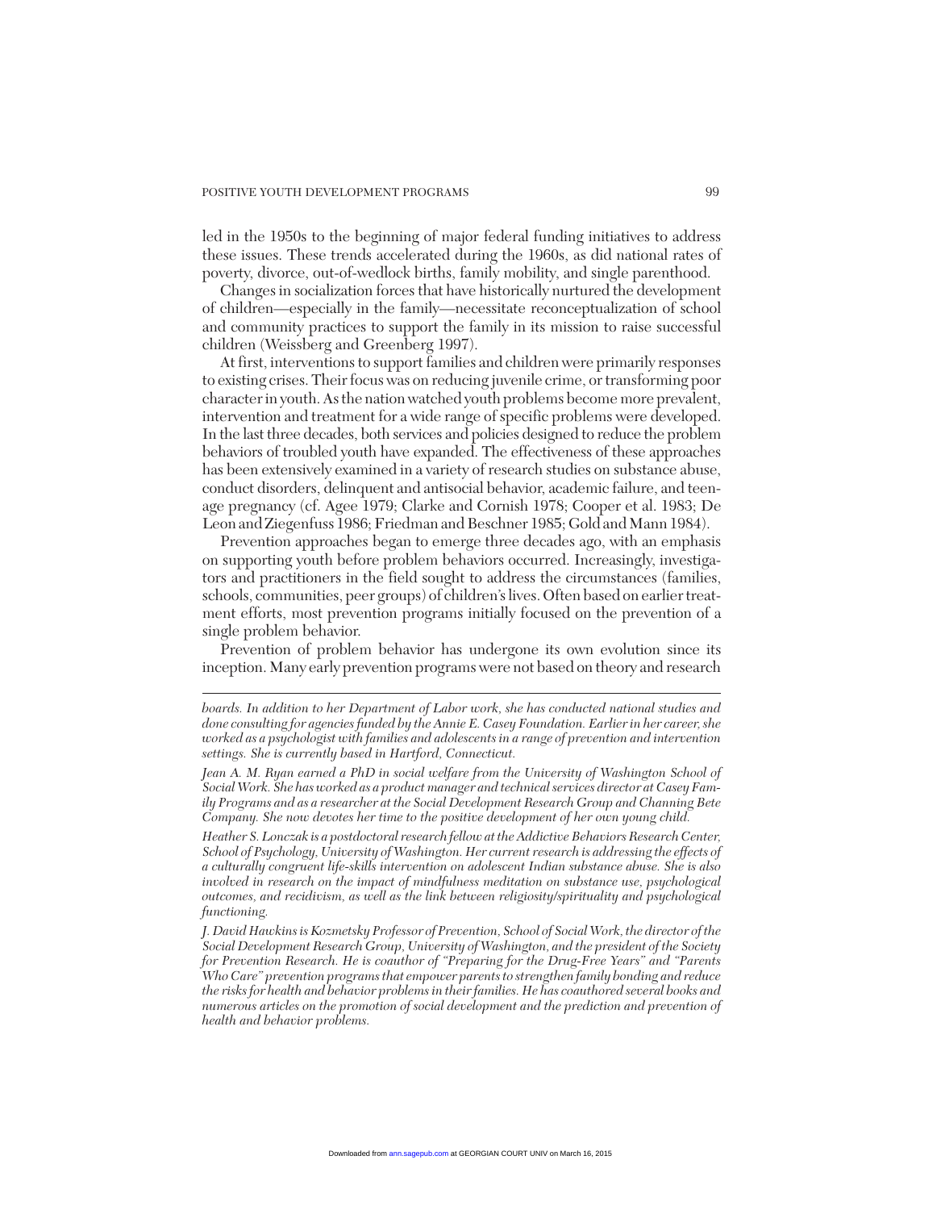led in the 1950s to the beginning of major federal funding initiatives to address these issues. These trends accelerated during the 1960s, as did national rates of poverty, divorce, out-of-wedlock births, family mobility, and single parenthood.

Changes in socialization forces that have historically nurtured the development of children—especially in the family—necessitate reconceptualization of school and community practices to support the family in its mission to raise successful children (Weissberg and Greenberg 1997).

At first, interventions to support families and children were primarily responses to existing crises. Their focus was on reducing juvenile crime, or transforming poor character in youth. As the nation watched youth problems become more prevalent, intervention and treatment for a wide range of specific problems were developed. In the last three decades, both services and policies designed to reduce the problem behaviors of troubled youth have expanded. The effectiveness of these approaches has been extensively examined in a variety of research studies on substance abuse, conduct disorders, delinquent and antisocial behavior, academic failure, and teenage pregnancy (cf. Agee 1979; Clarke and Cornish 1978; Cooper et al. 1983; De Leon and Ziegenfuss 1986; Friedman and Beschner 1985; Gold and Mann 1984).

Prevention approaches began to emerge three decades ago, with an emphasis on supporting youth before problem behaviors occurred. Increasingly, investigators and practitioners in the field sought to address the circumstances (families, schools, communities, peer groups) of children's lives. Often based on earlier treatment efforts, most prevention programs initially focused on the prevention of a single problem behavior.

Prevention of problem behavior has undergone its own evolution since its inception. Many early prevention programs were not based on theory and research

---

*boards. In addition to her Department of Labor work, she has conducted national studies and done consulting for agencies funded by the Annie E. Casey Foundation. Earlier in her career, she worked as a psychologist with families and adolescents in a range of prevention and intervention settings. She is currently based in Hartford, Connecticut.*

*Jean A. M. Ryan earned a PhD in social welfare from the University of Washington School of Social Work. She has worked as a product manager and technical services director at Casey Family Programs and as a researcher at the Social Development Research Group and Channing Bete Company. She now devotes her time to the positive development of her own young child.*

*Heather S. Lonczak is a postdoctoral research fellow at the Addictive Behaviors Research Center, School of Psychology, University of Washington. Her current research is addressing the effects of a culturally congruent life-skills intervention on adolescent Indian substance abuse. She is also involved in research on the impact of mindfulness meditation on substance use, psychological outcomes, and recidivism, as well as the link between religiosity/spirituality and psychological functioning.*

*J. David Hawkins is Kozmetsky Professor of Prevention, School of Social Work, the director of the Social Development Research Group, University of Washington, and the president of the Society for Prevention Research. He is coauthor of "Preparing for the Drug-Free Years" and "Parents Who Care" prevention programs that empower parents to strengthen family bonding and reduce the risks for health and behavior problems in their families. He has coauthored several books and numerous articles on the promotion of social development and the prediction and prevention of health and behavior problems.*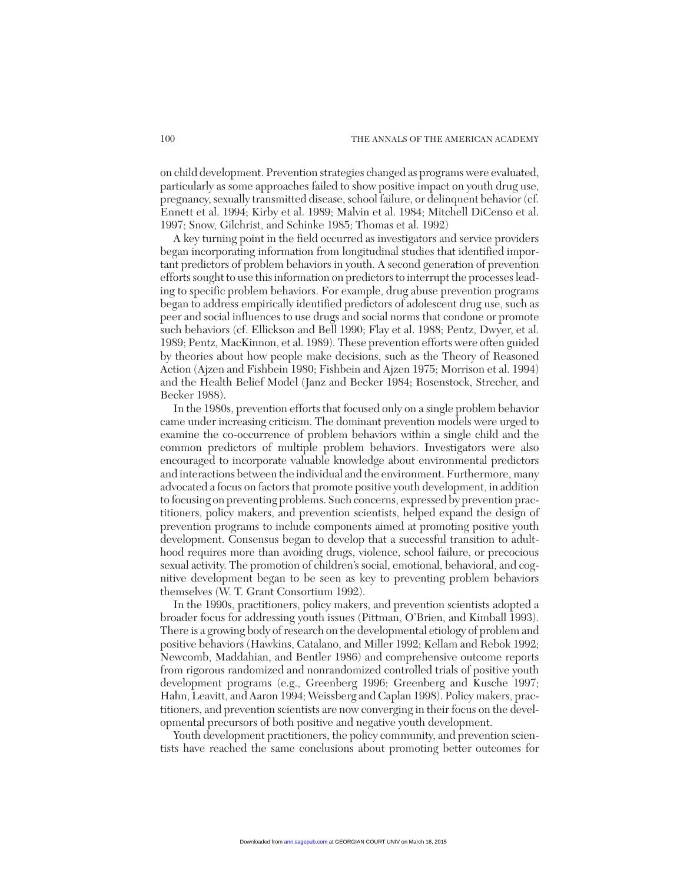on child development. Prevention strategies changed as programs were evaluated, particularly as some approaches failed to show positive impact on youth drug use, pregnancy, sexually transmitted disease, school failure, or delinquent behavior (cf. Ennett et al. 1994; Kirby et al. 1989; Malvin et al. 1984; Mitchell DiCenso et al. 1997; Snow, Gilchrist, and Schinke 1985; Thomas et al. 1992)

A key turning point in the field occurred as investigators and service providers began incorporating information from longitudinal studies that identified important predictors of problem behaviors in youth. A second generation of prevention efforts sought to use this information on predictors to interrupt the processes leading to specific problem behaviors. For example, drug abuse prevention programs began to address empirically identified predictors of adolescent drug use, such as peer and social influences to use drugs and social norms that condone or promote such behaviors (cf. Ellickson and Bell 1990; Flay et al. 1988; Pentz, Dwyer, et al. 1989; Pentz, MacKinnon, et al. 1989). These prevention efforts were often guided by theories about how people make decisions, such as the Theory of Reasoned Action (Ajzen and Fishbein 1980; Fishbein and Ajzen 1975; Morrison et al. 1994) and the Health Belief Model (Janz and Becker 1984; Rosenstock, Strecher, and Becker 1988).

In the 1980s, prevention efforts that focused only on a single problem behavior came under increasing criticism. The dominant prevention models were urged to examine the co-occurrence of problem behaviors within a single child and the common predictors of multiple problem behaviors. Investigators were also encouraged to incorporate valuable knowledge about environmental predictors and interactions between the individual and the environment. Furthermore, many advocated a focus on factors that promote positive youth development, in addition to focusing on preventing problems. Such concerns, expressed by prevention practitioners, policy makers, and prevention scientists, helped expand the design of prevention programs to include components aimed at promoting positive youth development. Consensus began to develop that a successful transition to adulthood requires more than avoiding drugs, violence, school failure, or precocious sexual activity. The promotion of children's social, emotional, behavioral, and cognitive development began to be seen as key to preventing problem behaviors themselves (W. T. Grant Consortium 1992).

In the 1990s, practitioners, policy makers, and prevention scientists adopted a broader focus for addressing youth issues (Pittman, O'Brien, and Kimball 1993). There is a growing body of research on the developmental etiology of problem and positive behaviors (Hawkins, Catalano, and Miller 1992; Kellam and Rebok 1992; Newcomb, Maddahian, and Bentler 1986) and comprehensive outcome reports from rigorous randomized and nonrandomized controlled trials of positive youth development programs (e.g., Greenberg 1996; Greenberg and Kusche 1997; Hahn, Leavitt, and Aaron 1994; Weissberg and Caplan 1998). Policy makers, practitioners, and prevention scientists are now converging in their focus on the developmental precursors of both positive and negative youth development.

Youth development practitioners, the policy community, and prevention scientists have reached the same conclusions about promoting better outcomes for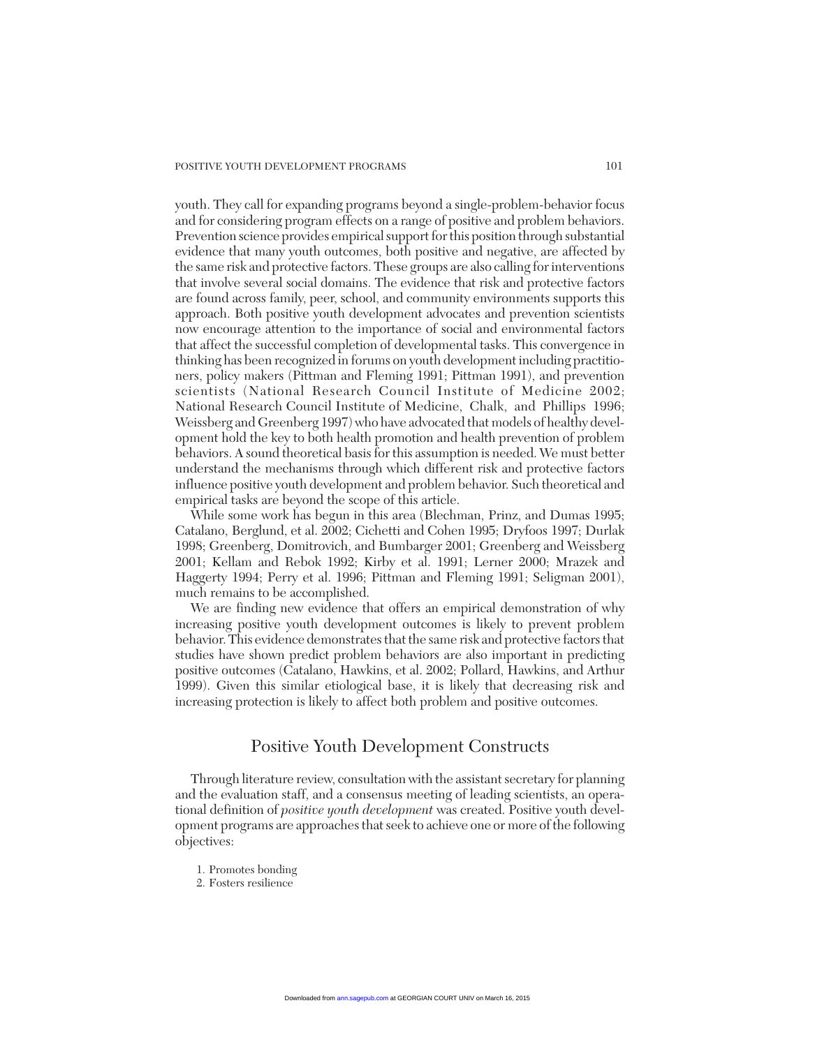youth. They call for expanding programs beyond a single-problem-behavior focus and for considering program effects on a range of positive and problem behaviors. Prevention science provides empirical support for this position through substantial evidence that many youth outcomes, both positive and negative, are affected by the same risk and protective factors. These groups are also calling for interventions that involve several social domains. The evidence that risk and protective factors are found across family, peer, school, and community environments supports this approach. Both positive youth development advocates and prevention scientists now encourage attention to the importance of social and environmental factors that affect the successful completion of developmental tasks. This convergence in thinking has been recognized in forums on youth development including practitioners, policy makers (Pittman and Fleming 1991; Pittman 1991), and prevention scientists (National Research Council Institute of Medicine 2002; National Research Council Institute of Medicine, Chalk, and Phillips 1996; Weissberg and Greenberg 1997) who have advocated that models of healthy development hold the key to both health promotion and health prevention of problem behaviors. A sound theoretical basis for this assumption is needed. We must better understand the mechanisms through which different risk and protective factors influence positive youth development and problem behavior. Such theoretical and empirical tasks are beyond the scope of this article.

While some work has begun in this area (Blechman, Prinz, and Dumas 1995; Catalano, Berglund, et al. 2002; Cichetti and Cohen 1995; Dryfoos 1997; Durlak 1998; Greenberg, Domitrovich, and Bumbarger 2001; Greenberg and Weissberg 2001; Kellam and Rebok 1992; Kirby et al. 1991; Lerner 2000; Mrazek and Haggerty 1994; Perry et al. 1996; Pittman and Fleming 1991; Seligman 2001), much remains to be accomplished.

We are finding new evidence that offers an empirical demonstration of why increasing positive youth development outcomes is likely to prevent problem behavior. This evidence demonstrates that the same risk and protective factors that studies have shown predict problem behaviors are also important in predicting positive outcomes (Catalano, Hawkins, et al. 2002; Pollard, Hawkins, and Arthur 1999). Given this similar etiological base, it is likely that decreasing risk and increasing protection is likely to affect both problem and positive outcomes.

## Positive Youth Development Constructs

Through literature review, consultation with the assistant secretary for planning and the evaluation staff, and a consensus meeting of leading scientists, an operational definition of *positive youth development* was created. Positive youth development programs are approaches that seek to achieve one or more of the following objectives:

1. Promotes bonding
2. Fosters resilience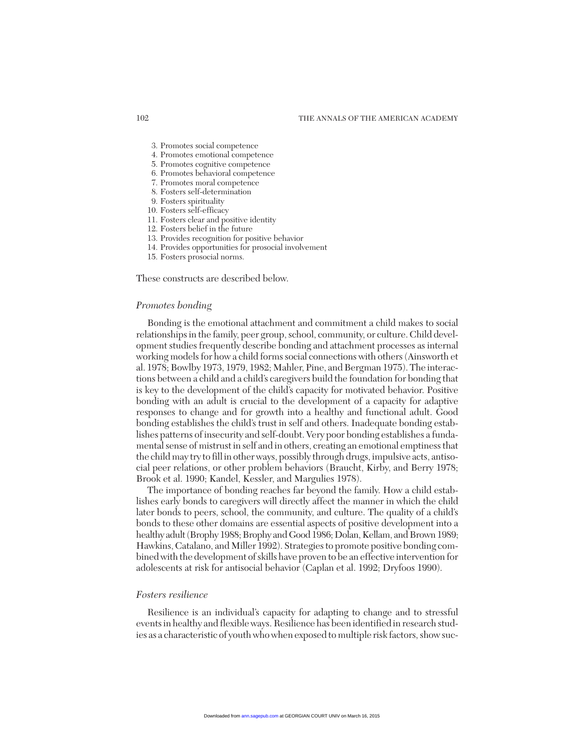3. Promotes social competence
4. Promotes emotional competence
5. Promotes cognitive competence
6. Promotes behavioral competence
7. Promotes moral competence
8. Fosters self-determination
9. Fosters spirituality
10. Fosters self-efficacy
11. Fosters clear and positive identity
12. Fosters belief in the future
13. Provides recognition for positive behavior
14. Provides opportunities for prosocial involvement
15. Fosters prosocial norms.

These constructs are described below.

### *Promotes bonding*

Bonding is the emotional attachment and commitment a child makes to social relationships in the family, peer group, school, community, or culture. Child development studies frequently describe bonding and attachment processes as internal working models for how a child forms social connections with others (Ainsworth et al. 1978; Bowlby 1973, 1979, 1982; Mahler, Pine, and Bergman 1975). The interactions between a child and a child's caregivers build the foundation for bonding that is key to the development of the child's capacity for motivated behavior. Positive bonding with an adult is crucial to the development of a capacity for adaptive responses to change and for growth into a healthy and functional adult. Good bonding establishes the child's trust in self and others. Inadequate bonding establishes patterns of insecurity and self-doubt. Very poor bonding establishes a fundamental sense of mistrust in self and in others, creating an emotional emptiness that the child may try to fill in other ways, possibly through drugs, impulsive acts, antisocial peer relations, or other problem behaviors (Braucht, Kirby, and Berry 1978; Brook et al. 1990; Kandel, Kessler, and Margulies 1978).

The importance of bonding reaches far beyond the family. How a child establishes early bonds to caregivers will directly affect the manner in which the child later bonds to peers, school, the community, and culture. The quality of a child's bonds to these other domains are essential aspects of positive development into a healthy adult (Brophy 1988; Brophy and Good 1986; Dolan, Kellam, and Brown 1989; Hawkins, Catalano, and Miller 1992). Strategies to promote positive bonding combined with the development of skills have proven to be an effective intervention for adolescents at risk for antisocial behavior (Caplan et al. 1992; Dryfoos 1990).

### *Fosters resilience*

Resilience is an individual's capacity for adapting to change and to stressful events in healthy and flexible ways. Resilience has been identified in research studies as a characteristic of youth who when exposed to multiple risk factors, show suc-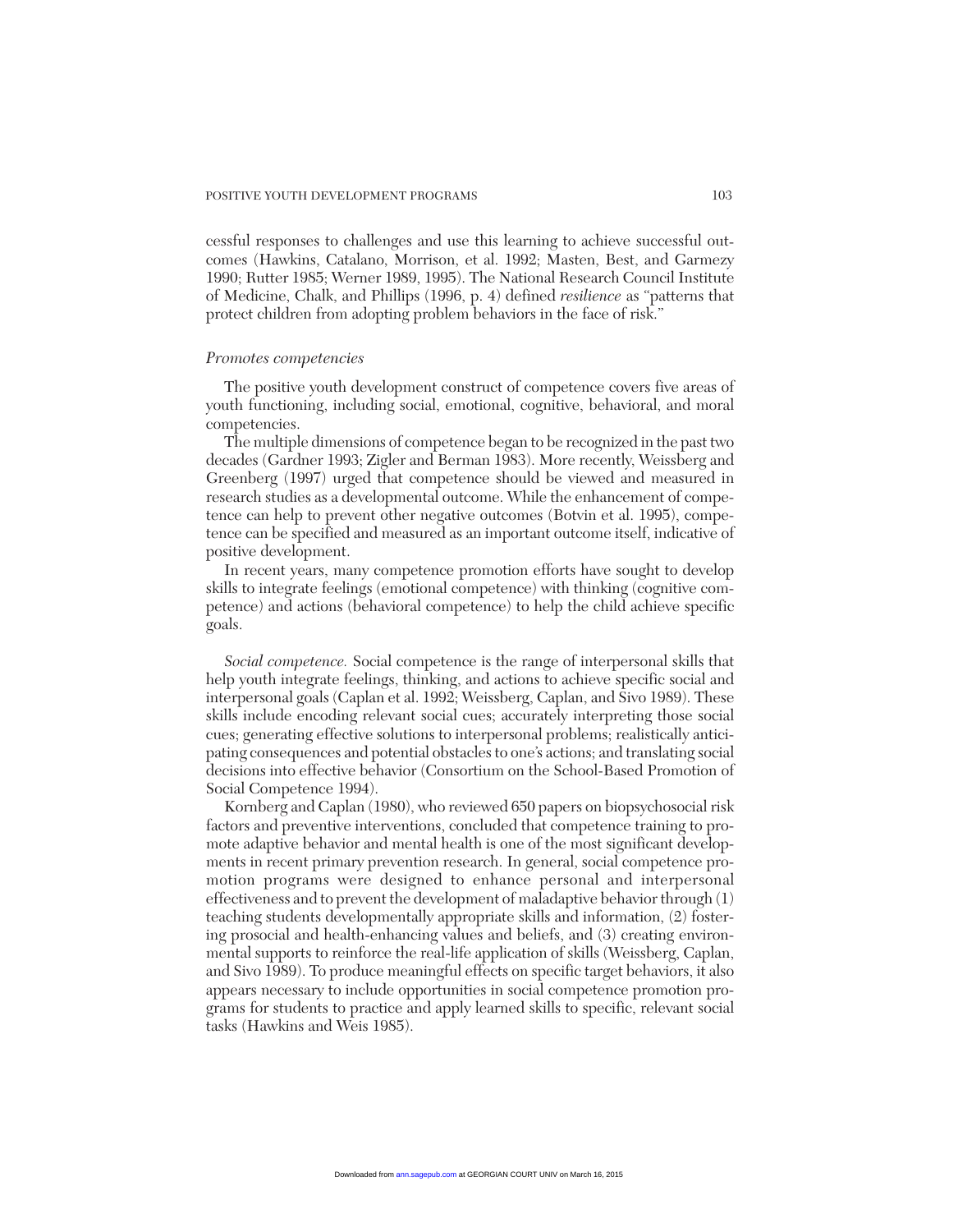cessful responses to challenges and use this learning to achieve successful outcomes (Hawkins, Catalano, Morrison, et al. 1992; Masten, Best, and Garmezy 1990; Rutter 1985; Werner 1989, 1995). The National Research Council Institute of Medicine, Chalk, and Phillips (1996, p. 4) defined *resilience* as "patterns that protect children from adopting problem behaviors in the face of risk."

### *Promotes competencies*

The positive youth development construct of competence covers five areas of youth functioning, including social, emotional, cognitive, behavioral, and moral competencies.

The multiple dimensions of competence began to be recognized in the past two decades (Gardner 1993; Zigler and Berman 1983). More recently, Weissberg and Greenberg (1997) urged that competence should be viewed and measured in research studies as a developmental outcome. While the enhancement of competence can help to prevent other negative outcomes (Botvin et al. 1995), competence can be specified and measured as an important outcome itself, indicative of positive development.

In recent years, many competence promotion efforts have sought to develop skills to integrate feelings (emotional competence) with thinking (cognitive competence) and actions (behavioral competence) to help the child achieve specific goals.

*Social competence.* Social competence is the range of interpersonal skills that help youth integrate feelings, thinking, and actions to achieve specific social and interpersonal goals (Caplan et al. 1992; Weissberg, Caplan, and Sivo 1989). These skills include encoding relevant social cues; accurately interpreting those social cues; generating effective solutions to interpersonal problems; realistically anticipating consequences and potential obstacles to one's actions; and translating social decisions into effective behavior (Consortium on the School-Based Promotion of Social Competence 1994).

Kornberg and Caplan (1980), who reviewed 650 papers on biopsychosocial risk factors and preventive interventions, concluded that competence training to promote adaptive behavior and mental health is one of the most significant developments in recent primary prevention research. In general, social competence promotion programs were designed to enhance personal and interpersonal effectiveness and to prevent the development of maladaptive behavior through (1) teaching students developmentally appropriate skills and information, (2) fostering prosocial and health-enhancing values and beliefs, and (3) creating environmental supports to reinforce the real-life application of skills (Weissberg, Caplan, and Sivo 1989). To produce meaningful effects on specific target behaviors, it also appears necessary to include opportunities in social competence promotion programs for students to practice and apply learned skills to specific, relevant social tasks (Hawkins and Weis 1985).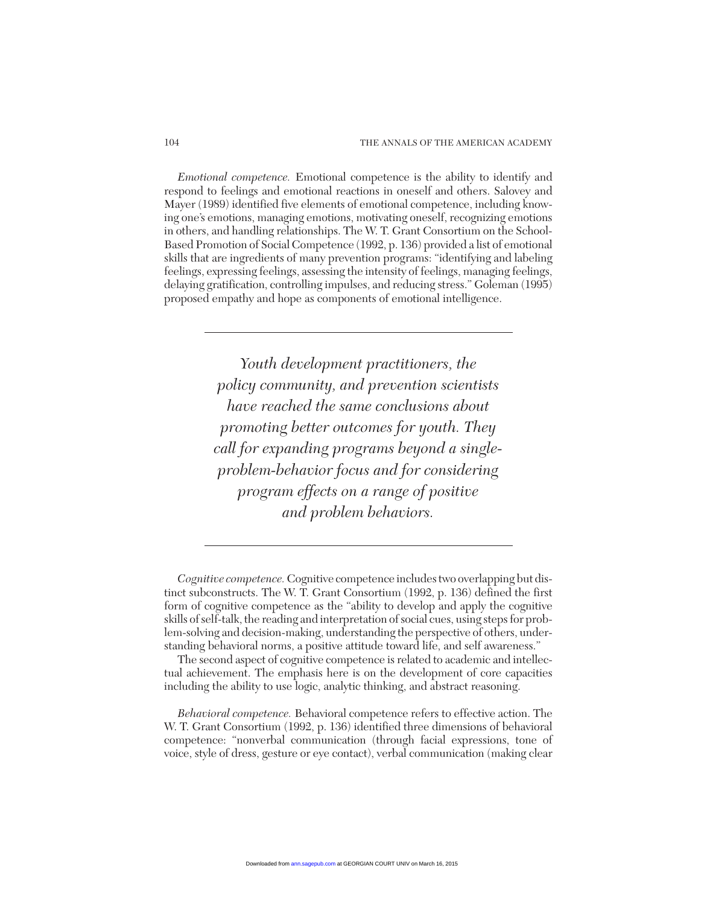*Emotional competence.* Emotional competence is the ability to identify and respond to feelings and emotional reactions in oneself and others. Salovey and Mayer (1989) identified five elements of emotional competence, including knowing one's emotions, managing emotions, motivating oneself, recognizing emotions in others, and handling relationships. The W. T. Grant Consortium on the School-Based Promotion of Social Competence (1992, p. 136) provided a list of emotional skills that are ingredients of many prevention programs: "identifying and labeling feelings, expressing feelings, assessing the intensity of feelings, managing feelings, delaying gratification, controlling impulses, and reducing stress." Goleman (1995) proposed empathy and hope as components of emotional intelligence.

> *Youth development practitioners, the policy community, and prevention scientists have reached the same conclusions about promoting better outcomes for youth. They call for expanding programs beyond a single-problem-behavior focus and for considering program effects on a range of positive and problem behaviors.*

*Cognitive competence.* Cognitive competence includes two overlapping but distinct subconstructs. The W. T. Grant Consortium (1992, p. 136) defined the first form of cognitive competence as the "ability to develop and apply the cognitive skills of self-talk, the reading and interpretation of social cues, using steps for problem-solving and decision-making, understanding the perspective of others, understanding behavioral norms, a positive attitude toward life, and self awareness."

The second aspect of cognitive competence is related to academic and intellectual achievement. The emphasis here is on the development of core capacities including the ability to use logic, analytic thinking, and abstract reasoning.

*Behavioral competence.* Behavioral competence refers to effective action. The W. T. Grant Consortium (1992, p. 136) identified three dimensions of behavioral competence: "nonverbal communication (through facial expressions, tone of voice, style of dress, gesture or eye contact), verbal communication (making clear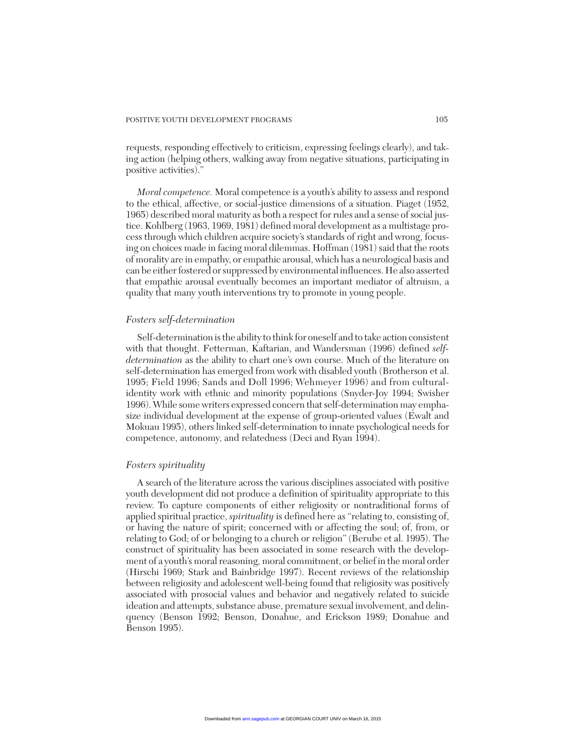requests, responding effectively to criticism, expressing feelings clearly), and taking action (helping others, walking away from negative situations, participating in positive activities)."

*Moral competence.* Moral competence is a youth's ability to assess and respond to the ethical, affective, or social-justice dimensions of a situation. Piaget (1952, 1965) described moral maturity as both a respect for rules and a sense of social justice. Kohlberg (1963, 1969, 1981) defined moral development as a multistage process through which children acquire society's standards of right and wrong, focusing on choices made in facing moral dilemmas. Hoffman (1981) said that the roots of morality are in empathy, or empathic arousal, which has a neurological basis and can be either fostered or suppressed by environmental influences. He also asserted that empathic arousal eventually becomes an important mediator of altruism, a quality that many youth interventions try to promote in young people.

### *Fosters self-determination*

Self-determination is the ability to think for oneself and to take action consistent with that thought. Fetterman, Kaftarian, and Wandersman (1996) defined *self-determination* as the ability to chart one's own course. Much of the literature on self-determination has emerged from work with disabled youth (Brotherson et al. 1995; Field 1996; Sands and Doll 1996; Wehmeyer 1996) and from cultural-identity work with ethnic and minority populations (Snyder-Joy 1994; Swisher 1996). While some writers expressed concern that self-determination may emphasize individual development at the expense of group-oriented values (Ewalt and Mokuau 1995), others linked self-determination to innate psychological needs for competence, autonomy, and relatedness (Deci and Ryan 1994).

### *Fosters spirituality*

A search of the literature across the various disciplines associated with positive youth development did not produce a definition of spirituality appropriate to this review. To capture components of either religiosity or nontraditional forms of applied spiritual practice, *spirituality* is defined here as "relating to, consisting of, or having the nature of spirit; concerned with or affecting the soul; of, from, or relating to God; of or belonging to a church or religion" (Berube et al. 1995). The construct of spirituality has been associated in some research with the development of a youth's moral reasoning, moral commitment, or belief in the moral order (Hirschi 1969; Stark and Bainbridge 1997). Recent reviews of the relationship between religiosity and adolescent well-being found that religiosity was positively associated with prosocial values and behavior and negatively related to suicide ideation and attempts, substance abuse, premature sexual involvement, and delinquency (Benson 1992; Benson, Donahue, and Erickson 1989; Donahue and Benson 1995).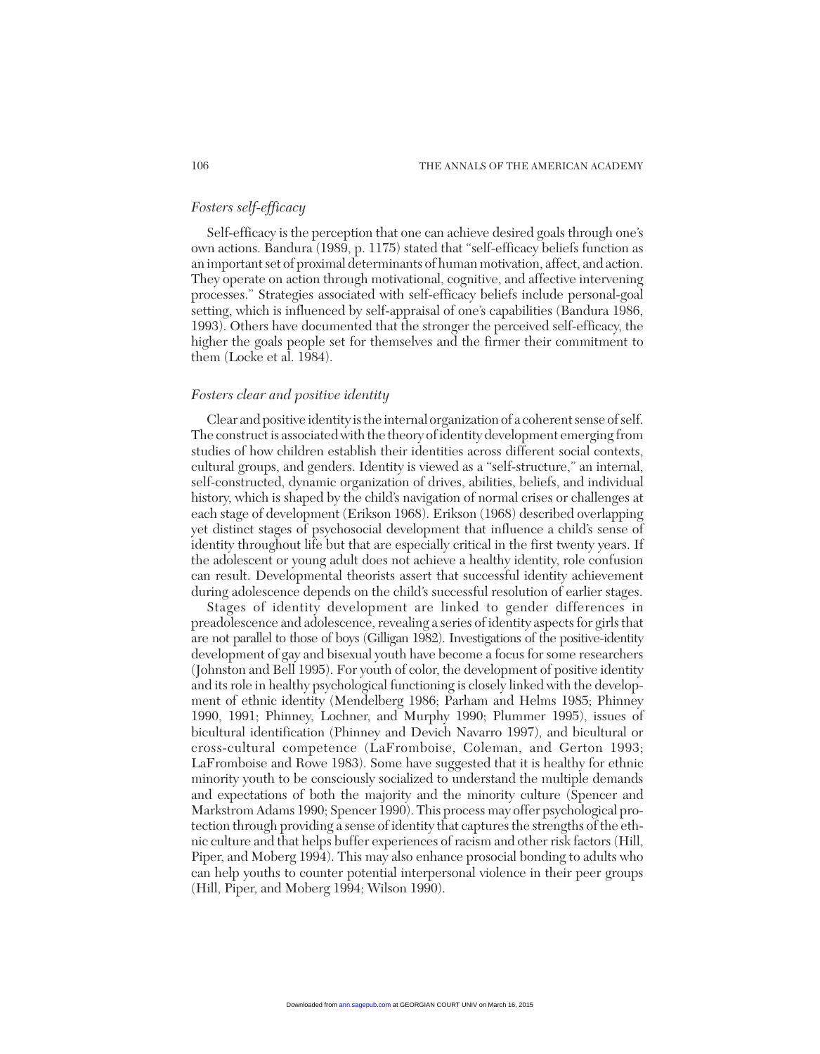### *Fosters self-efficacy*

Self-efficacy is the perception that one can achieve desired goals through one's own actions. Bandura (1989, p. 1175) stated that "self-efficacy beliefs function as an important set of proximal determinants of human motivation, affect, and action. They operate on action through motivational, cognitive, and affective intervening processes." Strategies associated with self-efficacy beliefs include personal-goal setting, which is influenced by self-appraisal of one's capabilities (Bandura 1986, 1993). Others have documented that the stronger the perceived self-efficacy, the higher the goals people set for themselves and the firmer their commitment to them (Locke et al. 1984).

### *Fosters clear and positive identity*

Clear and positive identity is the internal organization of a coherent sense of self. The construct is associated with the theory of identity development emerging from studies of how children establish their identities across different social contexts, cultural groups, and genders. Identity is viewed as a "self-structure," an internal, self-constructed, dynamic organization of drives, abilities, beliefs, and individual history, which is shaped by the child's navigation of normal crises or challenges at each stage of development (Erikson 1968). Erikson (1968) described overlapping yet distinct stages of psychosocial development that influence a child's sense of identity throughout life but that are especially critical in the first twenty years. If the adolescent or young adult does not achieve a healthy identity, role confusion can result. Developmental theorists assert that successful identity achievement during adolescence depends on the child's successful resolution of earlier stages.

Stages of identity development are linked to gender differences in preadolescence and adolescence, revealing a series of identity aspects for girls that are not parallel to those of boys (Gilligan 1982). Investigations of the positive-identity development of gay and bisexual youth have become a focus for some researchers (Johnston and Bell 1995). For youth of color, the development of positive identity and its role in healthy psychological functioning is closely linked with the development of ethnic identity (Mendelberg 1986; Parham and Helms 1985; Phinney 1990, 1991; Phinney, Lochner, and Murphy 1990; Plummer 1995), issues of bicultural identification (Phinney and Devich Navarro 1997), and bicultural or cross-cultural competence (LaFromboise, Coleman, and Gerton 1993; LaFromboise and Rowe 1983). Some have suggested that it is healthy for ethnic minority youth to be consciously socialized to understand the multiple demands and expectations of both the majority and the minority culture (Spencer and Markstrom Adams 1990; Spencer 1990). This process may offer psychological protection through providing a sense of identity that captures the strengths of the ethnic culture and that helps buffer experiences of racism and other risk factors (Hill, Piper, and Moberg 1994). This may also enhance prosocial bonding to adults who can help youths to counter potential interpersonal violence in their peer groups (Hill, Piper, and Moberg 1994; Wilson 1990).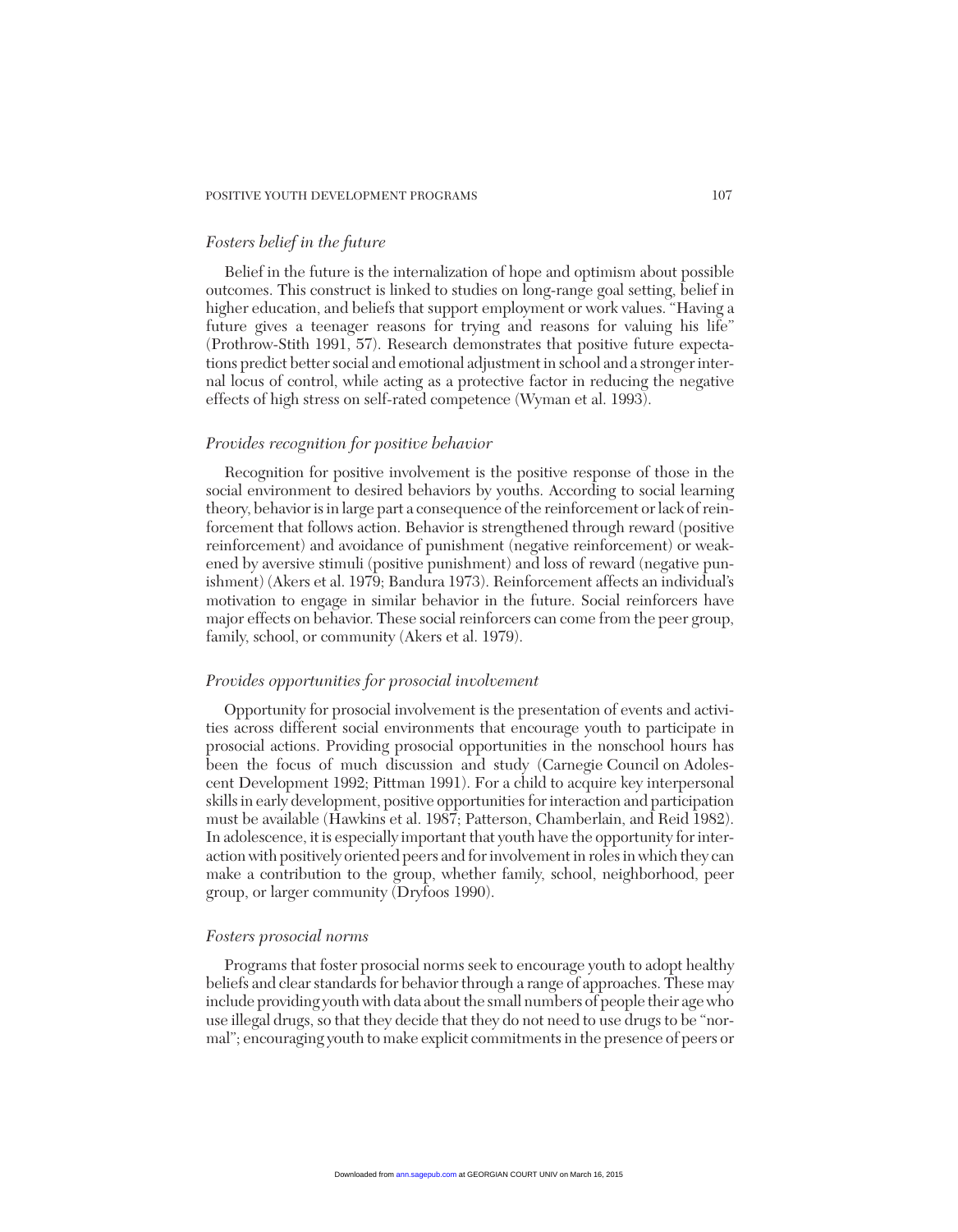*Fosters belief in the future*

Belief in the future is the internalization of hope and optimism about possible outcomes. This construct is linked to studies on long-range goal setting, belief in higher education, and beliefs that support employment or work values. "Having a future gives a teenager reasons for trying and reasons for valuing his life" (Prothrow-Stith 1991, 57). Research demonstrates that positive future expectations predict better social and emotional adjustment in school and a stronger internal locus of control, while acting as a protective factor in reducing the negative effects of high stress on self-rated competence (Wyman et al. 1993).

*Provides recognition for positive behavior*

Recognition for positive involvement is the positive response of those in the social environment to desired behaviors by youths. According to social learning theory, behavior is in large part a consequence of the reinforcement or lack of reinforcement that follows action. Behavior is strengthened through reward (positive reinforcement) and avoidance of punishment (negative reinforcement) or weakened by aversive stimuli (positive punishment) and loss of reward (negative punishment) (Akers et al. 1979; Bandura 1973). Reinforcement affects an individual's motivation to engage in similar behavior in the future. Social reinforcers have major effects on behavior. These social reinforcers can come from the peer group, family, school, or community (Akers et al. 1979).

*Provides opportunities for prosocial involvement*

Opportunity for prosocial involvement is the presentation of events and activities across different social environments that encourage youth to participate in prosocial actions. Providing prosocial opportunities in the nonschool hours has been the focus of much discussion and study (Carnegie Council on Adolescent Development 1992; Pittman 1991). For a child to acquire key interpersonal skills in early development, positive opportunities for interaction and participation must be available (Hawkins et al. 1987; Patterson, Chamberlain, and Reid 1982). In adolescence, it is especially important that youth have the opportunity for interaction with positively oriented peers and for involvement in roles in which they can make a contribution to the group, whether family, school, neighborhood, peer group, or larger community (Dryfoos 1990).

*Fosters prosocial norms*

Programs that foster prosocial norms seek to encourage youth to adopt healthy beliefs and clear standards for behavior through a range of approaches. These may include providing youth with data about the small numbers of people their age who use illegal drugs, so that they decide that they do not need to use drugs to be "normal"; encouraging youth to make explicit commitments in the presence of peers or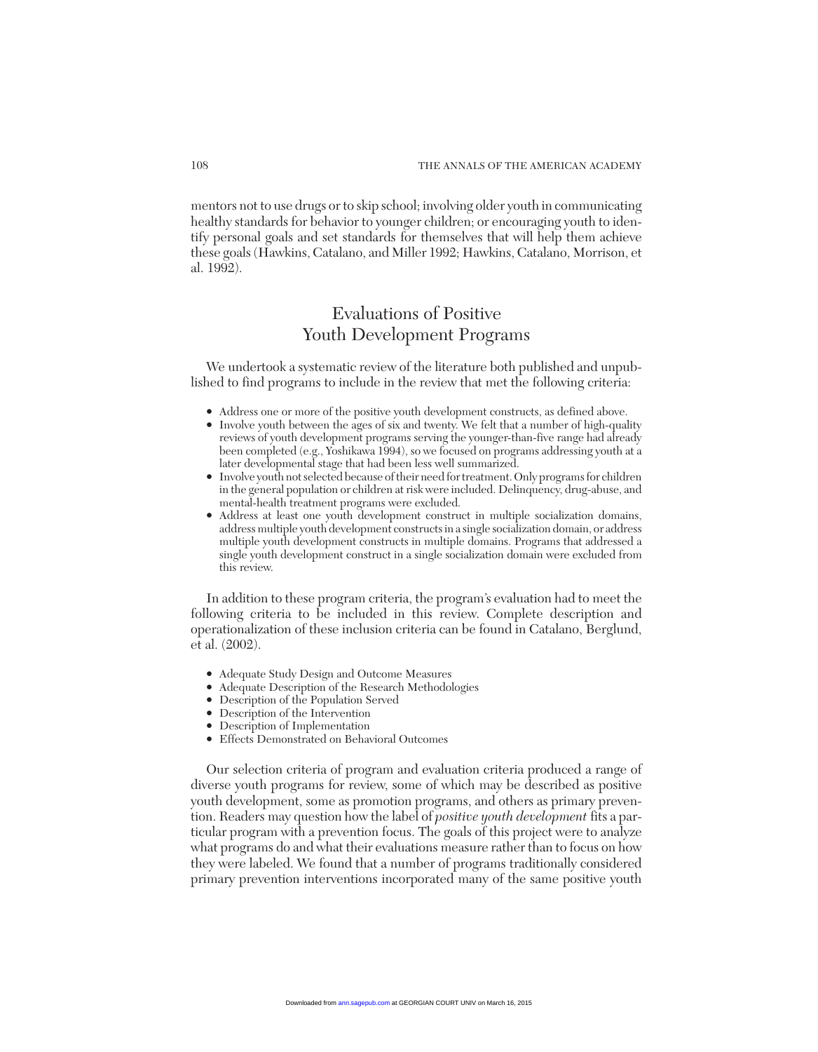mentors not to use drugs or to skip school; involving older youth in communicating healthy standards for behavior to younger children; or encouraging youth to identify personal goals and set standards for themselves that will help them achieve these goals (Hawkins, Catalano, and Miller 1992; Hawkins, Catalano, Morrison, et al. 1992).

## Evaluations of Positive Youth Development Programs

We undertook a systematic review of the literature both published and unpublished to find programs to include in the review that met the following criteria:

- Address one or more of the positive youth development constructs, as defined above.
- Involve youth between the ages of six and twenty. We felt that a number of high-quality reviews of youth development programs serving the younger-than-five range had already been completed (e.g., Yoshikawa 1994), so we focused on programs addressing youth at a later developmental stage that had been less well summarized.
- Involve youth not selected because of their need for treatment. Only programs for children in the general population or children at risk were included. Delinquency, drug-abuse, and mental-health treatment programs were excluded.
- Address at least one youth development construct in multiple socialization domains, address multiple youth development constructs in a single socialization domain, or address multiple youth development constructs in multiple domains. Programs that addressed a single youth development construct in a single socialization domain were excluded from this review.

In addition to these program criteria, the program's evaluation had to meet the following criteria to be included in this review. Complete description and operationalization of these inclusion criteria can be found in Catalano, Berglund, et al. (2002).

- Adequate Study Design and Outcome Measures
- Adequate Description of the Research Methodologies
- Description of the Population Served
- Description of the Intervention
- Description of Implementation
- Effects Demonstrated on Behavioral Outcomes

Our selection criteria of program and evaluation criteria produced a range of diverse youth programs for review, some of which may be described as positive youth development, some as promotion programs, and others as primary prevention. Readers may question how the label of *positive youth development* fits a particular program with a prevention focus. The goals of this project were to analyze what programs do and what their evaluations measure rather than to focus on how they were labeled. We found that a number of programs traditionally considered primary prevention interventions incorporated many of the same positive youth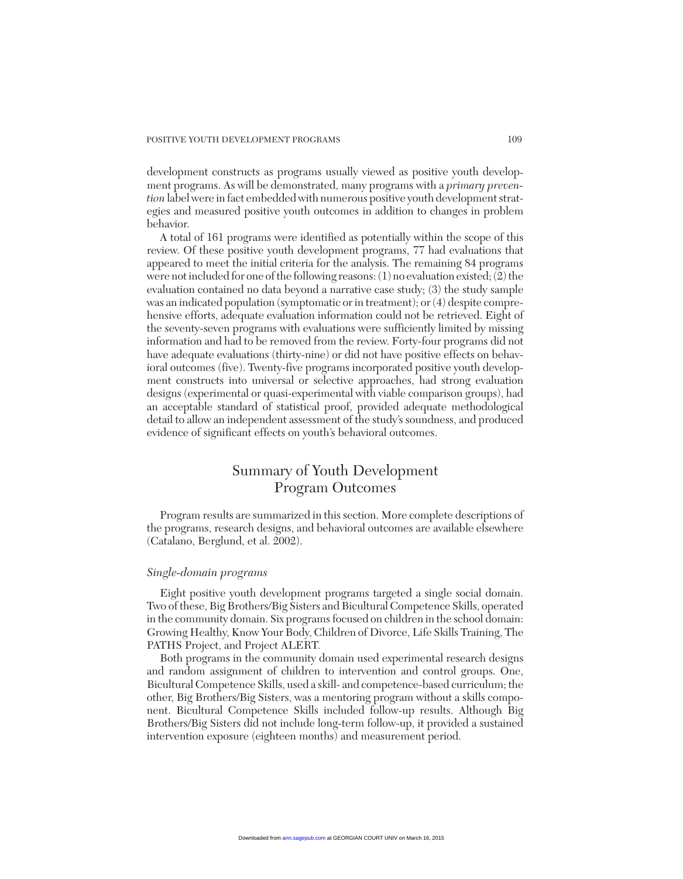development constructs as programs usually viewed as positive youth development programs. As will be demonstrated, many programs with a *primary prevention* label were in fact embedded with numerous positive youth development strategies and measured positive youth outcomes in addition to changes in problem behavior.

A total of 161 programs were identified as potentially within the scope of this review. Of these positive youth development programs, 77 had evaluations that appeared to meet the initial criteria for the analysis. The remaining 84 programs were not included for one of the following reasons: (1) no evaluation existed; (2) the evaluation contained no data beyond a narrative case study; (3) the study sample was an indicated population (symptomatic or in treatment); or (4) despite comprehensive efforts, adequate evaluation information could not be retrieved. Eight of the seventy-seven programs with evaluations were sufficiently limited by missing information and had to be removed from the review. Forty-four programs did not have adequate evaluations (thirty-nine) or did not have positive effects on behavioral outcomes (five). Twenty-five programs incorporated positive youth development constructs into universal or selective approaches, had strong evaluation designs (experimental or quasi-experimental with viable comparison groups), had an acceptable standard of statistical proof, provided adequate methodological detail to allow an independent assessment of the study's soundness, and produced evidence of significant effects on youth's behavioral outcomes.

## Summary of Youth Development Program Outcomes

Program results are summarized in this section. More complete descriptions of the programs, research designs, and behavioral outcomes are available elsewhere (Catalano, Berglund, et al. 2002).

### *Single-domain programs*

Eight positive youth development programs targeted a single social domain. Two of these, Big Brothers/Big Sisters and Bicultural Competence Skills, operated in the community domain. Six programs focused on children in the school domain: Growing Healthy, Know Your Body, Children of Divorce, Life Skills Training, The PATHS Project, and Project ALERT.

Both programs in the community domain used experimental research designs and random assignment of children to intervention and control groups. One, Bicultural Competence Skills, used a skill- and competence-based curriculum; the other, Big Brothers/Big Sisters, was a mentoring program without a skills component. Bicultural Competence Skills included follow-up results. Although Big Brothers/Big Sisters did not include long-term follow-up, it provided a sustained intervention exposure (eighteen months) and measurement period.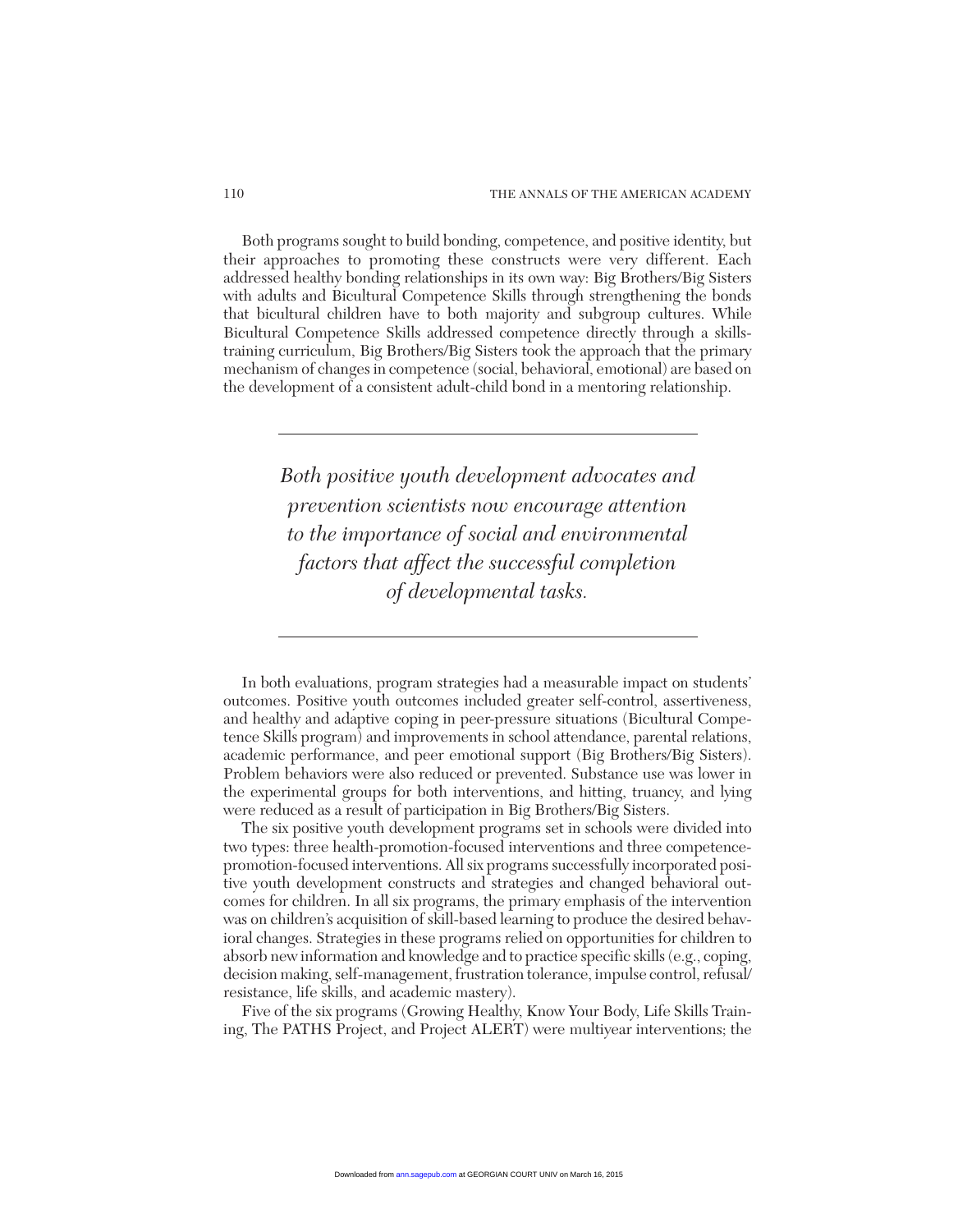Both programs sought to build bonding, competence, and positive identity, but their approaches to promoting these constructs were very different. Each addressed healthy bonding relationships in its own way: Big Brothers/Big Sisters with adults and Bicultural Competence Skills through strengthening the bonds that bicultural children have to both majority and subgroup cultures. While Bicultural Competence Skills addressed competence directly through a skills-training curriculum, Big Brothers/Big Sisters took the approach that the primary mechanism of changes in competence (social, behavioral, emotional) are based on the development of a consistent adult-child bond in a mentoring relationship.

> *Both positive youth development advocates and prevention scientists now encourage attention to the importance of social and environmental factors that affect the successful completion of developmental tasks.*

In both evaluations, program strategies had a measurable impact on students' outcomes. Positive youth outcomes included greater self-control, assertiveness, and healthy and adaptive coping in peer-pressure situations (Bicultural Competence Skills program) and improvements in school attendance, parental relations, academic performance, and peer emotional support (Big Brothers/Big Sisters). Problem behaviors were also reduced or prevented. Substance use was lower in the experimental groups for both interventions, and hitting, truancy, and lying were reduced as a result of participation in Big Brothers/Big Sisters.

The six positive youth development programs set in schools were divided into two types: three health-promotion-focused interventions and three competence-promotion-focused interventions. All six programs successfully incorporated positive youth development constructs and strategies and changed behavioral outcomes for children. In all six programs, the primary emphasis of the intervention was on children's acquisition of skill-based learning to produce the desired behavioral changes. Strategies in these programs relied on opportunities for children to absorb new information and knowledge and to practice specific skills (e.g., coping, decision making, self-management, frustration tolerance, impulse control, refusal/resistance, life skills, and academic mastery).

Five of the six programs (Growing Healthy, Know Your Body, Life Skills Training, The PATHS Project, and Project ALERT) were multiyear interventions; the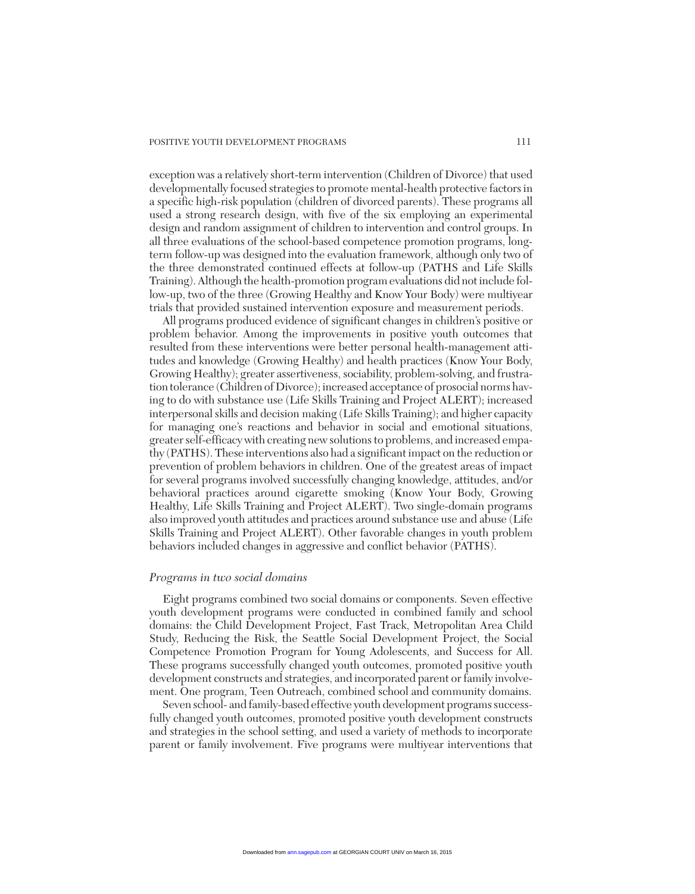exception was a relatively short-term intervention (Children of Divorce) that used developmentally focused strategies to promote mental-health protective factors in a specific high-risk population (children of divorced parents). These programs all used a strong research design, with five of the six employing an experimental design and random assignment of children to intervention and control groups. In all three evaluations of the school-based competence promotion programs, long-term follow-up was designed into the evaluation framework, although only two of the three demonstrated continued effects at follow-up (PATHS and Life Skills Training). Although the health-promotion program evaluations did not include follow-up, two of the three (Growing Healthy and Know Your Body) were multiyear trials that provided sustained intervention exposure and measurement periods.

All programs produced evidence of significant changes in children's positive or problem behavior. Among the improvements in positive youth outcomes that resulted from these interventions were better personal health-management attitudes and knowledge (Growing Healthy) and health practices (Know Your Body, Growing Healthy); greater assertiveness, sociability, problem-solving, and frustration tolerance (Children of Divorce); increased acceptance of prosocial norms having to do with substance use (Life Skills Training and Project ALERT); increased interpersonal skills and decision making (Life Skills Training); and higher capacity for managing one's reactions and behavior in social and emotional situations, greater self-efficacy with creating new solutions to problems, and increased empathy (PATHS). These interventions also had a significant impact on the reduction or prevention of problem behaviors in children. One of the greatest areas of impact for several programs involved successfully changing knowledge, attitudes, and/or behavioral practices around cigarette smoking (Know Your Body, Growing Healthy, Life Skills Training and Project ALERT). Two single-domain programs also improved youth attitudes and practices around substance use and abuse (Life Skills Training and Project ALERT). Other favorable changes in youth problem behaviors included changes in aggressive and conflict behavior (PATHS).

### *Programs in two social domains*

Eight programs combined two social domains or components. Seven effective youth development programs were conducted in combined family and school domains: the Child Development Project, Fast Track, Metropolitan Area Child Study, Reducing the Risk, the Seattle Social Development Project, the Social Competence Promotion Program for Young Adolescents, and Success for All. These programs successfully changed youth outcomes, promoted positive youth development constructs and strategies, and incorporated parent or family involvement. One program, Teen Outreach, combined school and community domains.

Seven school- and family-based effective youth development programs successfully changed youth outcomes, promoted positive youth development constructs and strategies in the school setting, and used a variety of methods to incorporate parent or family involvement. Five programs were multiyear interventions that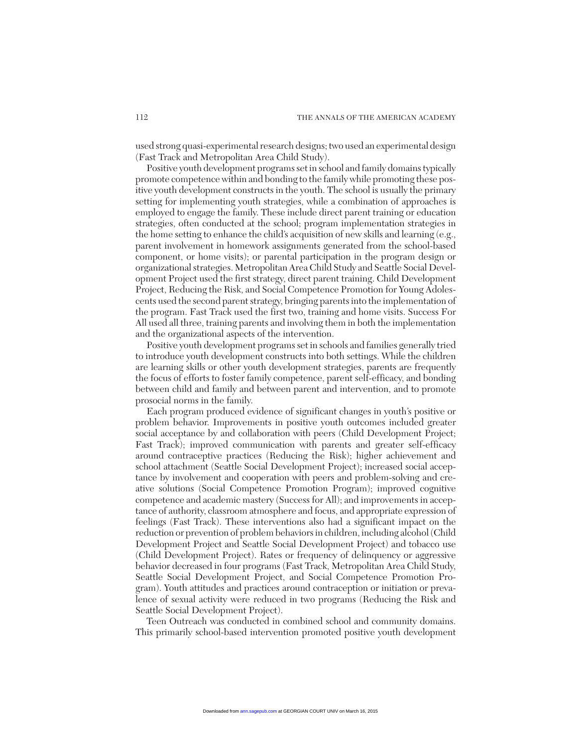used strong quasi-experimental research designs; two used an experimental design (Fast Track and Metropolitan Area Child Study).

Positive youth development programs set in school and family domains typically promote competence within and bonding to the family while promoting these positive youth development constructs in the youth. The school is usually the primary setting for implementing youth strategies, while a combination of approaches is employed to engage the family. These include direct parent training or education strategies, often conducted at the school; program implementation strategies in the home setting to enhance the child's acquisition of new skills and learning (e.g., parent involvement in homework assignments generated from the school-based component, or home visits); or parental participation in the program design or organizational strategies. Metropolitan Area Child Study and Seattle Social Development Project used the first strategy, direct parent training. Child Development Project, Reducing the Risk, and Social Competence Promotion for Young Adolescents used the second parent strategy, bringing parents into the implementation of the program. Fast Track used the first two, training and home visits. Success For All used all three, training parents and involving them in both the implementation and the organizational aspects of the intervention.

Positive youth development programs set in schools and families generally tried to introduce youth development constructs into both settings. While the children are learning skills or other youth development strategies, parents are frequently the focus of efforts to foster family competence, parent self-efficacy, and bonding between child and family and between parent and intervention, and to promote prosocial norms in the family.

Each program produced evidence of significant changes in youth's positive or problem behavior. Improvements in positive youth outcomes included greater social acceptance by and collaboration with peers (Child Development Project; Fast Track); improved communication with parents and greater self-efficacy around contraceptive practices (Reducing the Risk); higher achievement and school attachment (Seattle Social Development Project); increased social acceptance by involvement and cooperation with peers and problem-solving and creative solutions (Social Competence Promotion Program); improved cognitive competence and academic mastery (Success for All); and improvements in acceptance of authority, classroom atmosphere and focus, and appropriate expression of feelings (Fast Track). These interventions also had a significant impact on the reduction or prevention of problem behaviors in children, including alcohol (Child Development Project and Seattle Social Development Project) and tobacco use (Child Development Project). Rates or frequency of delinquency or aggressive behavior decreased in four programs (Fast Track, Metropolitan Area Child Study, Seattle Social Development Project, and Social Competence Promotion Program). Youth attitudes and practices around contraception or initiation or prevalence of sexual activity were reduced in two programs (Reducing the Risk and Seattle Social Development Project).

Teen Outreach was conducted in combined school and community domains. This primarily school-based intervention promoted positive youth development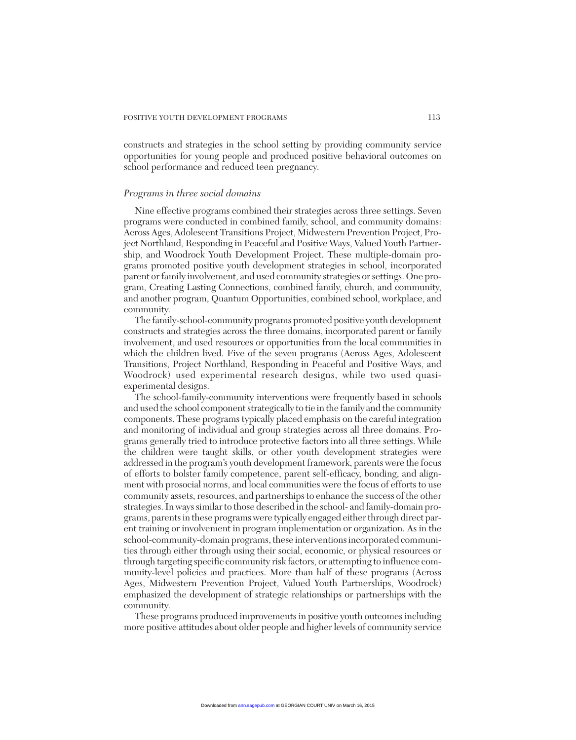constructs and strategies in the school setting by providing community service opportunities for young people and produced positive behavioral outcomes on school performance and reduced teen pregnancy.

*Programs in three social domains*

Nine effective programs combined their strategies across three settings. Seven programs were conducted in combined family, school, and community domains: Across Ages, Adolescent Transitions Project, Midwestern Prevention Project, Project Northland, Responding in Peaceful and Positive Ways, Valued Youth Partnership, and Woodrock Youth Development Project. These multiple-domain programs promoted positive youth development strategies in school, incorporated parent or family involvement, and used community strategies or settings. One program, Creating Lasting Connections, combined family, church, and community, and another program, Quantum Opportunities, combined school, workplace, and community.

The family-school-community programs promoted positive youth development constructs and strategies across the three domains, incorporated parent or family involvement, and used resources or opportunities from the local communities in which the children lived. Five of the seven programs (Across Ages, Adolescent Transitions, Project Northland, Responding in Peaceful and Positive Ways, and Woodrock) used experimental research designs, while two used quasi-experimental designs.

The school-family-community interventions were frequently based in schools and used the school component strategically to tie in the family and the community components. These programs typically placed emphasis on the careful integration and monitoring of individual and group strategies across all three domains. Programs generally tried to introduce protective factors into all three settings. While the children were taught skills, or other youth development strategies were addressed in the program's youth development framework, parents were the focus of efforts to bolster family competence, parent self-efficacy, bonding, and alignment with prosocial norms, and local communities were the focus of efforts to use community assets, resources, and partnerships to enhance the success of the other strategies. In ways similar to those described in the school- and family-domain programs, parents in these programs were typically engaged either through direct parent training or involvement in program implementation or organization. As in the school-community-domain programs, these interventions incorporated communities through either through using their social, economic, or physical resources or through targeting specific community risk factors, or attempting to influence community-level policies and practices. More than half of these programs (Across Ages, Midwestern Prevention Project, Valued Youth Partnerships, Woodrock) emphasized the development of strategic relationships or partnerships with the community.

These programs produced improvements in positive youth outcomes including more positive attitudes about older people and higher levels of community service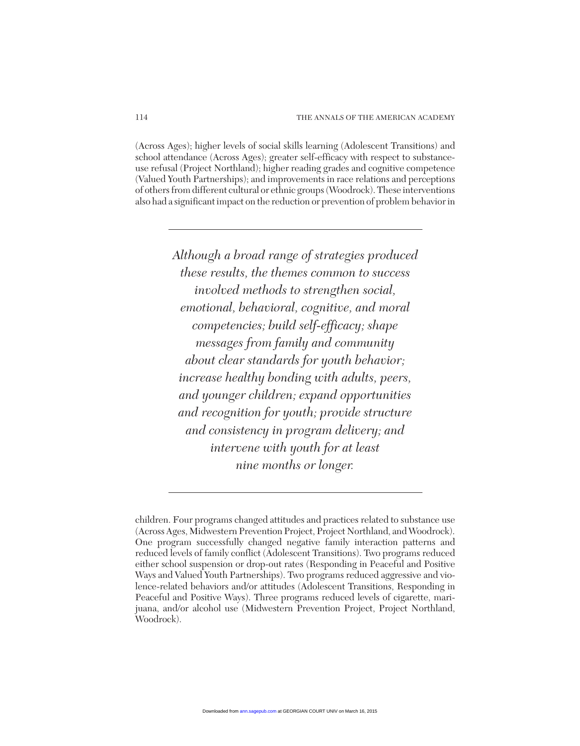(Across Ages); higher levels of social skills learning (Adolescent Transitions) and school attendance (Across Ages); greater self-efficacy with respect to substance-use refusal (Project Northland); higher reading grades and cognitive competence (Valued Youth Partnerships); and improvements in race relations and perceptions of others from different cultural or ethnic groups (Woodrock). These interventions also had a significant impact on the reduction or prevention of problem behavior in children. Four programs changed attitudes and practices related to substance use (Across Ages, Midwestern Prevention Project, Project Northland, and Woodrock). One program successfully changed negative family interaction patterns and reduced levels of family conflict (Adolescent Transitions). Two programs reduced either school suspension or drop-out rates (Responding in Peaceful and Positive Ways and Valued Youth Partnerships). Two programs reduced aggressive and violence-related behaviors and/or attitudes (Adolescent Transitions, Responding in Peaceful and Positive Ways). Three programs reduced levels of cigarette, marijuana, and/or alcohol use (Midwestern Prevention Project, Project Northland, Woodrock).

> *Although a broad range of strategies produced these results, the themes common to success involved methods to strengthen social, emotional, behavioral, cognitive, and moral competencies; build self-efficacy; shape messages from family and community about clear standards for youth behavior; increase healthy bonding with adults, peers, and younger children; expand opportunities and recognition for youth; provide structure and consistency in program delivery; and intervene with youth for at least nine months or longer.*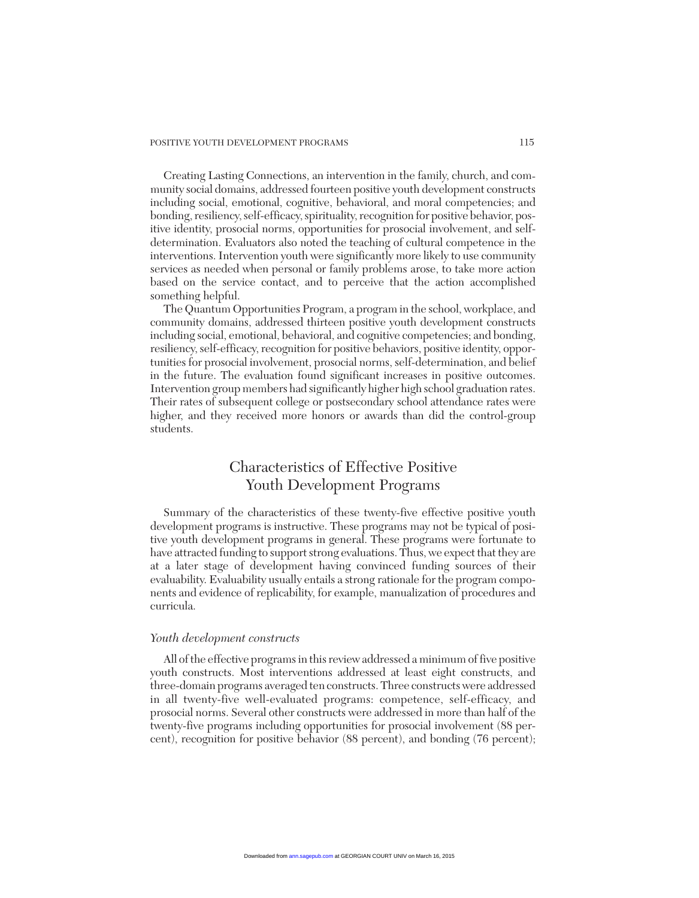Creating Lasting Connections, an intervention in the family, church, and community social domains, addressed fourteen positive youth development constructs including social, emotional, cognitive, behavioral, and moral competencies; and bonding, resiliency, self-efficacy, spirituality, recognition for positive behavior, positive identity, prosocial norms, opportunities for prosocial involvement, and self-determination. Evaluators also noted the teaching of cultural competence in the interventions. Intervention youth were significantly more likely to use community services as needed when personal or family problems arose, to take more action based on the service contact, and to perceive that the action accomplished something helpful.

The Quantum Opportunities Program, a program in the school, workplace, and community domains, addressed thirteen positive youth development constructs including social, emotional, behavioral, and cognitive competencies; and bonding, resiliency, self-efficacy, recognition for positive behaviors, positive identity, opportunities for prosocial involvement, prosocial norms, self-determination, and belief in the future. The evaluation found significant increases in positive outcomes. Intervention group members had significantly higher high school graduation rates. Their rates of subsequent college or postsecondary school attendance rates were higher, and they received more honors or awards than did the control-group students.

## Characteristics of Effective Positive Youth Development Programs

Summary of the characteristics of these twenty-five effective positive youth development programs is instructive. These programs may not be typical of positive youth development programs in general. These programs were fortunate to have attracted funding to support strong evaluations. Thus, we expect that they are at a later stage of development having convinced funding sources of their evaluability. Evaluability usually entails a strong rationale for the program components and evidence of replicability, for example, manualization of procedures and curricula.

### *Youth development constructs*

All of the effective programs in this review addressed a minimum of five positive youth constructs. Most interventions addressed at least eight constructs, and three-domain programs averaged ten constructs. Three constructs were addressed in all twenty-five well-evaluated programs: competence, self-efficacy, and prosocial norms. Several other constructs were addressed in more than half of the twenty-five programs including opportunities for prosocial involvement (88 percent), recognition for positive behavior (88 percent), and bonding (76 percent);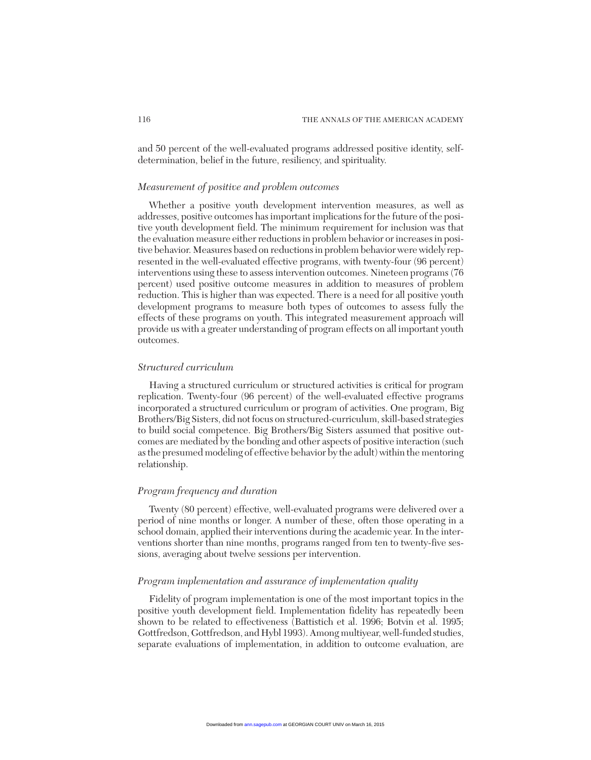and 50 percent of the well-evaluated programs addressed positive identity, self-determination, belief in the future, resiliency, and spirituality.

### *Measurement of positive and problem outcomes*

Whether a positive youth development intervention measures, as well as addresses, positive outcomes has important implications for the future of the positive youth development field. The minimum requirement for inclusion was that the evaluation measure either reductions in problem behavior or increases in positive behavior. Measures based on reductions in problem behavior were widely represented in the well-evaluated effective programs, with twenty-four (96 percent) interventions using these to assess intervention outcomes. Nineteen programs (76 percent) used positive outcome measures in addition to measures of problem reduction. This is higher than was expected. There is a need for all positive youth development programs to measure both types of outcomes to assess fully the effects of these programs on youth. This integrated measurement approach will provide us with a greater understanding of program effects on all important youth outcomes.

### *Structured curriculum*

Having a structured curriculum or structured activities is critical for program replication. Twenty-four (96 percent) of the well-evaluated effective programs incorporated a structured curriculum or program of activities. One program, Big Brothers/Big Sisters, did not focus on structured-curriculum, skill-based strategies to build social competence. Big Brothers/Big Sisters assumed that positive outcomes are mediated by the bonding and other aspects of positive interaction (such as the presumed modeling of effective behavior by the adult) within the mentoring relationship.

### *Program frequency and duration*

Twenty (80 percent) effective, well-evaluated programs were delivered over a period of nine months or longer. A number of these, often those operating in a school domain, applied their interventions during the academic year. In the interventions shorter than nine months, programs ranged from ten to twenty-five sessions, averaging about twelve sessions per intervention.

### *Program implementation and assurance of implementation quality*

Fidelity of program implementation is one of the most important topics in the positive youth development field. Implementation fidelity has repeatedly been shown to be related to effectiveness (Battistich et al. 1996; Botvin et al. 1995; Gottfredson, Gottfredson, and Hybl 1993). Among multiyear, well-funded studies, separate evaluations of implementation, in addition to outcome evaluation, are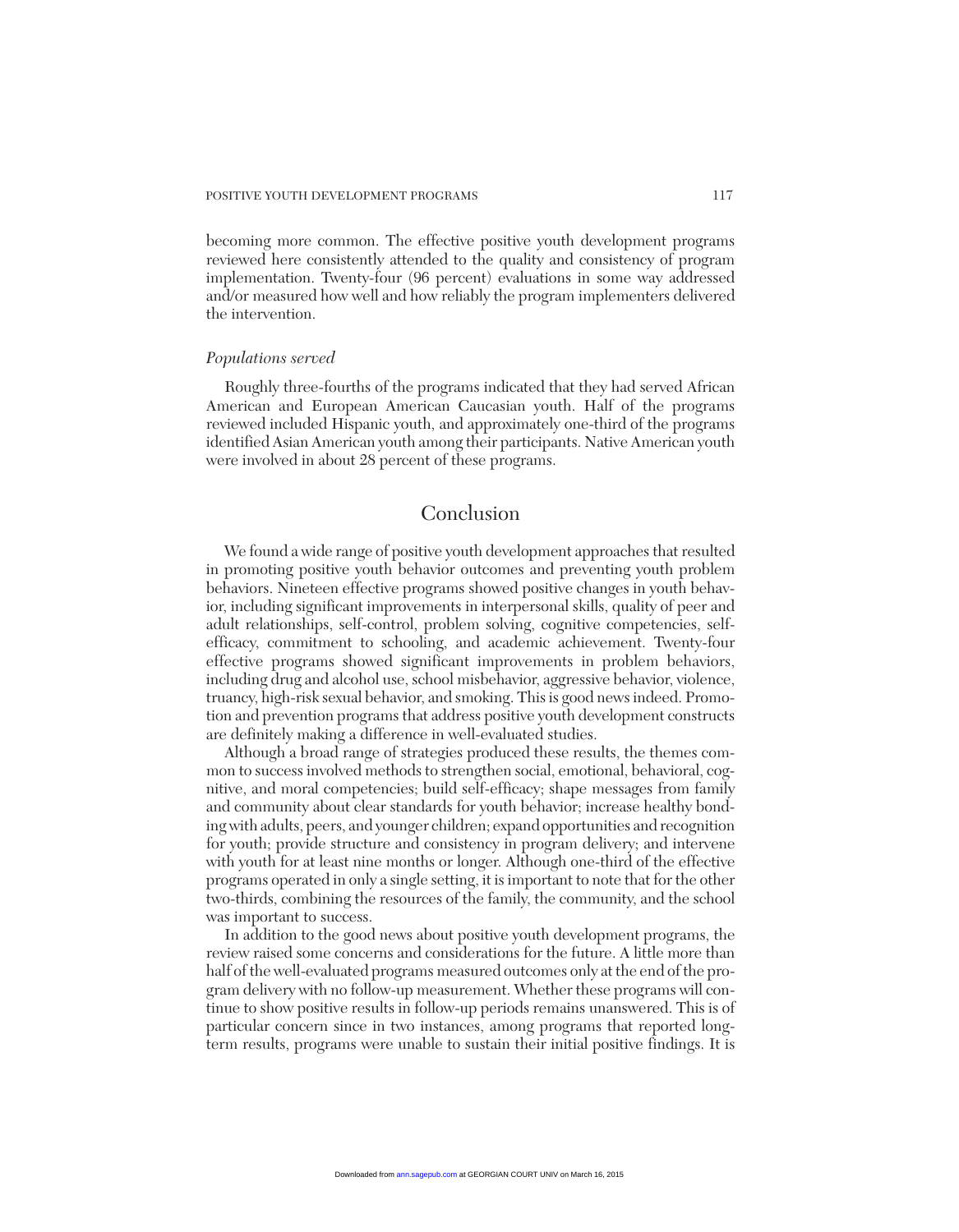becoming more common. The effective positive youth development programs reviewed here consistently attended to the quality and consistency of program implementation. Twenty-four (96 percent) evaluations in some way addressed and/or measured how well and how reliably the program implementers delivered the intervention.

### *Populations served*

Roughly three-fourths of the programs indicated that they had served African American and European American Caucasian youth. Half of the programs reviewed included Hispanic youth, and approximately one-third of the programs identified Asian American youth among their participants. Native American youth were involved in about 28 percent of these programs.

## Conclusion

We found a wide range of positive youth development approaches that resulted in promoting positive youth behavior outcomes and preventing youth problem behaviors. Nineteen effective programs showed positive changes in youth behavior, including significant improvements in interpersonal skills, quality of peer and adult relationships, self-control, problem solving, cognitive competencies, self-efficacy, commitment to schooling, and academic achievement. Twenty-four effective programs showed significant improvements in problem behaviors, including drug and alcohol use, school misbehavior, aggressive behavior, violence, truancy, high-risk sexual behavior, and smoking. This is good news indeed. Promotion and prevention programs that address positive youth development constructs are definitely making a difference in well-evaluated studies.

Although a broad range of strategies produced these results, the themes common to success involved methods to strengthen social, emotional, behavioral, cognitive, and moral competencies; build self-efficacy; shape messages from family and community about clear standards for youth behavior; increase healthy bonding with adults, peers, and younger children; expand opportunities and recognition for youth; provide structure and consistency in program delivery; and intervene with youth for at least nine months or longer. Although one-third of the effective programs operated in only a single setting, it is important to note that for the other two-thirds, combining the resources of the family, the community, and the school was important to success.

In addition to the good news about positive youth development programs, the review raised some concerns and considerations for the future. A little more than half of the well-evaluated programs measured outcomes only at the end of the program delivery with no follow-up measurement. Whether these programs will continue to show positive results in follow-up periods remains unanswered. This is of particular concern since in two instances, among programs that reported long-term results, programs were unable to sustain their initial positive findings. It is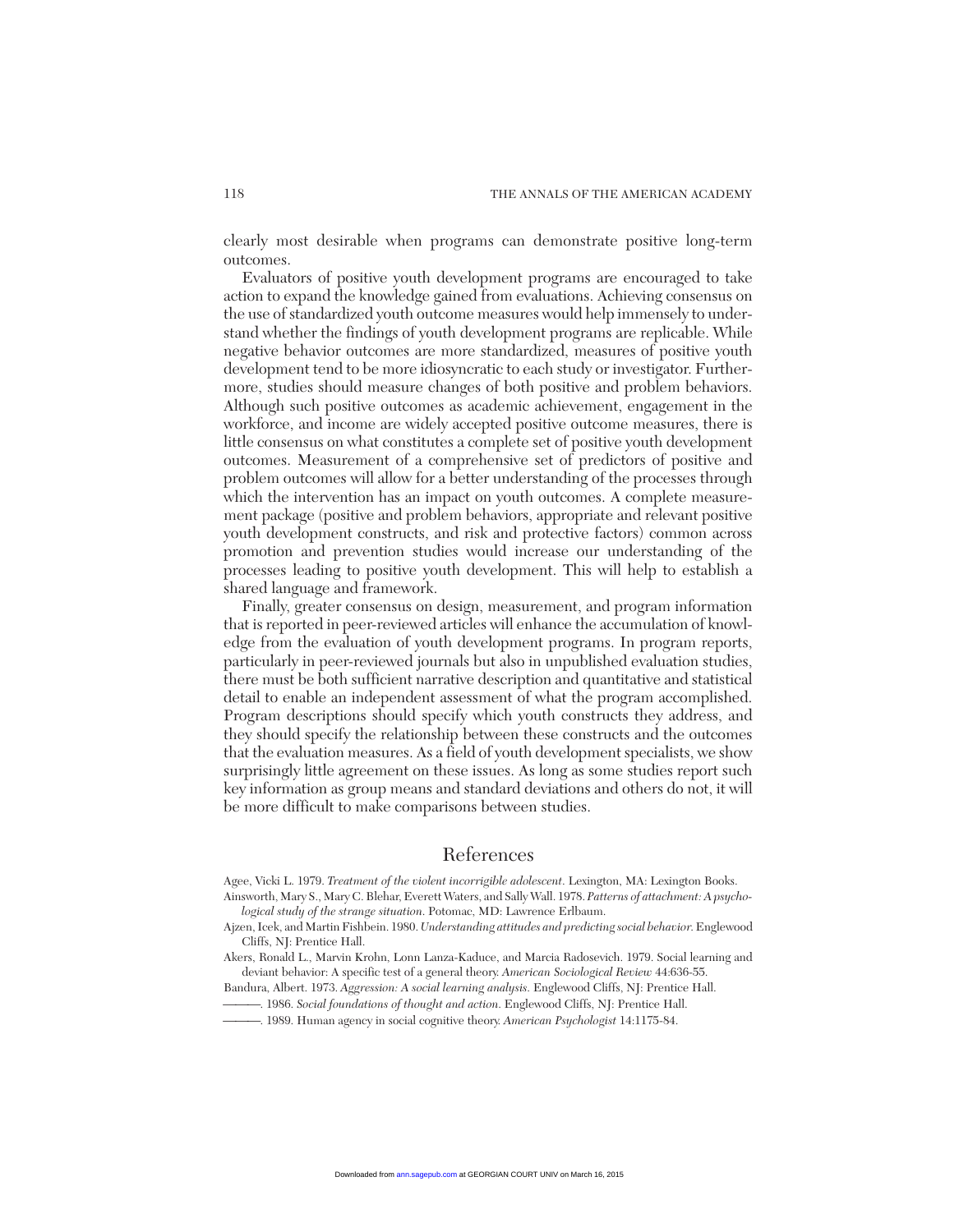clearly most desirable when programs can demonstrate positive long-term outcomes.

Evaluators of positive youth development programs are encouraged to take action to expand the knowledge gained from evaluations. Achieving consensus on the use of standardized youth outcome measures would help immensely to understand whether the findings of youth development programs are replicable. While negative behavior outcomes are more standardized, measures of positive youth development tend to be more idiosyncratic to each study or investigator. Furthermore, studies should measure changes of both positive and problem behaviors. Although such positive outcomes as academic achievement, engagement in the workforce, and income are widely accepted positive outcome measures, there is little consensus on what constitutes a complete set of positive youth development outcomes. Measurement of a comprehensive set of predictors of positive and problem outcomes will allow for a better understanding of the processes through which the intervention has an impact on youth outcomes. A complete measurement package (positive and problem behaviors, appropriate and relevant positive youth development constructs, and risk and protective factors) common across promotion and prevention studies would increase our understanding of the processes leading to positive youth development. This will help to establish a shared language and framework.

Finally, greater consensus on design, measurement, and program information that is reported in peer-reviewed articles will enhance the accumulation of knowledge from the evaluation of youth development programs. In program reports, particularly in peer-reviewed journals but also in unpublished evaluation studies, there must be both sufficient narrative description and quantitative and statistical detail to enable an independent assessment of what the program accomplished. Program descriptions should specify which youth constructs they address, and they should specify the relationship between these constructs and the outcomes that the evaluation measures. As a field of youth development specialists, we show surprisingly little agreement on these issues. As long as some studies report such key information as group means and standard deviations and others do not, it will be more difficult to make comparisons between studies.

## References

Agee, Vicki L. 1979. *Treatment of the violent incorrigible adolescent*. Lexington, MA: Lexington Books.

Ainsworth, Mary S., Mary C. Blehar, Everett Waters, and Sally Wall. 1978. *Patterns of attachment: A psychological study of the strange situation*. Potomac, MD: Lawrence Erlbaum.

Ajzen, Icek, and Martin Fishbein. 1980. *Understanding attitudes and predicting social behavior*. Englewood Cliffs, NJ: Prentice Hall.

Akers, Ronald L., Marvin Krohn, Lonn Lanza-Kaduce, and Marcia Radosevich. 1979. Social learning and deviant behavior: A specific test of a general theory. *American Sociological Review* 44:636-55.

Bandura, Albert. 1973. *Aggression: A social learning analysis*. Englewood Cliffs, NJ: Prentice Hall.

———. 1986. *Social foundations of thought and action*. Englewood Cliffs, NJ: Prentice Hall.

———. 1989. Human agency in social cognitive theory. *American Psychologist* 14:1175-84.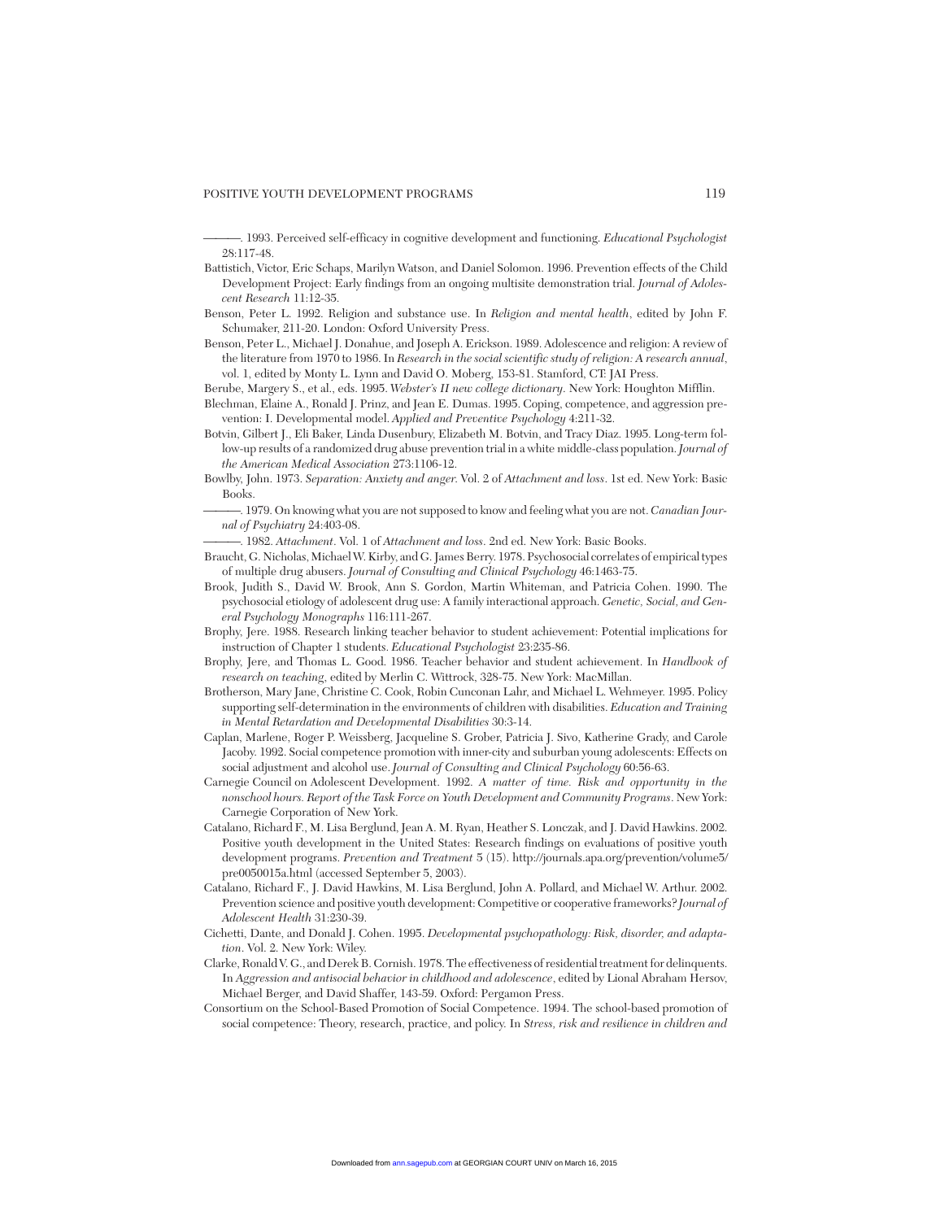———. 1993. Perceived self-efficacy in cognitive development and functioning. *Educational Psychologist* 28:117-48.

Battistich, Victor, Eric Schaps, Marilyn Watson, and Daniel Solomon. 1996. Prevention effects of the Child Development Project: Early findings from an ongoing multisite demonstration trial. *Journal of Adolescent Research* 11:12-35.

Benson, Peter L. 1992. Religion and substance use. In *Religion and mental health*, edited by John F. Schumaker, 211-20. London: Oxford University Press.

Benson, Peter L., Michael J. Donahue, and Joseph A. Erickson. 1989. Adolescence and religion: A review of the literature from 1970 to 1986. In *Research in the social scientific study of religion: A research annual*, vol. 1, edited by Monty L. Lynn and David O. Moberg, 153-81. Stamford, CT: JAI Press.

Berube, Margery S., et al., eds. 1995. *Webster's II new college dictionary*. New York: Houghton Mifflin.

Blechman, Elaine A., Ronald J. Prinz, and Jean E. Dumas. 1995. Coping, competence, and aggression prevention: I. Developmental model. *Applied and Preventive Psychology* 4:211-32.

Botvin, Gilbert J., Eli Baker, Linda Dusenbury, Elizabeth M. Botvin, and Tracy Diaz. 1995. Long-term follow-up results of a randomized drug abuse prevention trial in a white middle-class population. *Journal of the American Medical Association* 273:1106-12.

Bowlby, John. 1973. *Separation: Anxiety and anger*. Vol. 2 of *Attachment and loss*. 1st ed. New York: Basic Books.

———. 1979. On knowing what you are not supposed to know and feeling what you are not. *Canadian Journal of Psychiatry* 24:403-08.

———. 1982. *Attachment*. Vol. 1 of *Attachment and loss*. 2nd ed. New York: Basic Books.

Braucht, G. Nicholas, Michael W. Kirby, and G. James Berry. 1978. Psychosocial correlates of empirical types of multiple drug abusers. *Journal of Consulting and Clinical Psychology* 46:1463-75.

Brook, Judith S., David W. Brook, Ann S. Gordon, Martin Whiteman, and Patricia Cohen. 1990. The psychosocial etiology of adolescent drug use: A family interactional approach. *Genetic, Social, and General Psychology Monographs* 116:111-267.

Brophy, Jere. 1988. Research linking teacher behavior to student achievement: Potential implications for instruction of Chapter 1 students. *Educational Psychologist* 23:235-86.

Brophy, Jere, and Thomas L. Good. 1986. Teacher behavior and student achievement. In *Handbook of research on teaching*, edited by Merlin C. Wittrock, 328-75. New York: MacMillan.

Brotherson, Mary Jane, Christine C. Cook, Robin Cunconan Lahr, and Michael L. Wehmeyer. 1995. Policy supporting self-determination in the environments of children with disabilities. *Education and Training in Mental Retardation and Developmental Disabilities* 30:3-14.

Caplan, Marlene, Roger P. Weissberg, Jacqueline S. Grober, Patricia J. Sivo, Katherine Grady, and Carole Jacoby. 1992. Social competence promotion with inner-city and suburban young adolescents: Effects on social adjustment and alcohol use. *Journal of Consulting and Clinical Psychology* 60:56-63.

Carnegie Council on Adolescent Development. 1992. *A matter of time. Risk and opportunity in the nonschool hours. Report of the Task Force on Youth Development and Community Programs*. New York: Carnegie Corporation of New York.

Catalano, Richard F., M. Lisa Berglund, Jean A. M. Ryan, Heather S. Lonczak, and J. David Hawkins. 2002. Positive youth development in the United States: Research findings on evaluations of positive youth development programs. *Prevention and Treatment* 5 (15). http://journals.apa.org/prevention/volume5/pre0050015a.html (accessed September 5, 2003).

Catalano, Richard F., J. David Hawkins, M. Lisa Berglund, John A. Pollard, and Michael W. Arthur. 2002. Prevention science and positive youth development: Competitive or cooperative frameworks? *Journal of Adolescent Health* 31:230-39.

Cichetti, Dante, and Donald J. Cohen. 1995. *Developmental psychopathology: Risk, disorder, and adaptation*. Vol. 2. New York: Wiley.

Clarke, Ronald V. G., and Derek B. Cornish. 1978. The effectiveness of residential treatment for delinquents. In *Aggression and antisocial behavior in childhood and adolescence*, edited by Lional Abraham Hersov, Michael Berger, and David Shaffer, 143-59. Oxford: Pergamon Press.

Consortium on the School-Based Promotion of Social Competence. 1994. The school-based promotion of social competence: Theory, research, practice, and policy. In *Stress, risk and resilience in children and*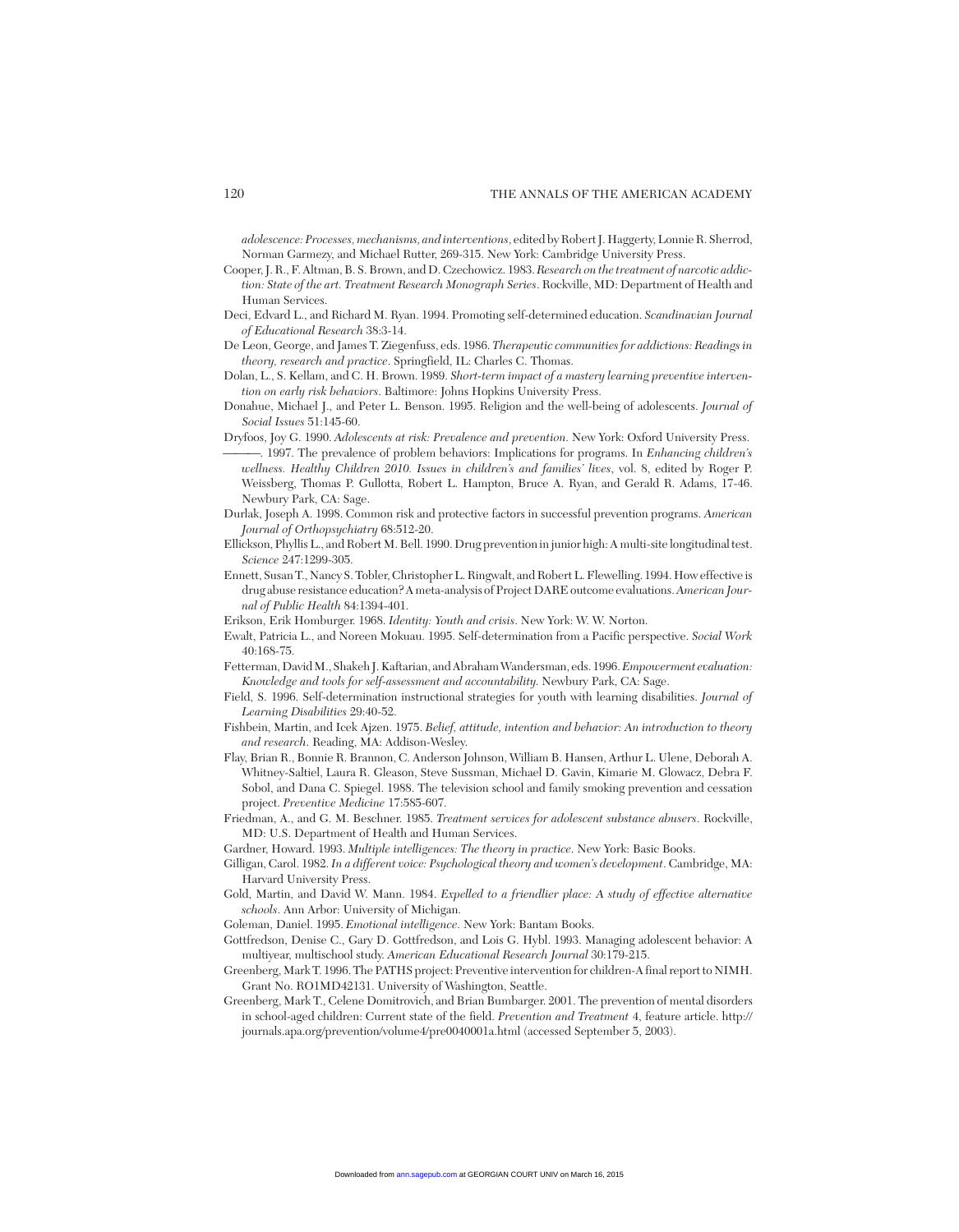*adolescence: Processes, mechanisms, and interventions*, edited by Robert J. Haggerty, Lonnie R. Sherrod, Norman Garmezy, and Michael Rutter, 269-315. New York: Cambridge University Press.

Cooper, J. R., F. Altman, B. S. Brown, and D. Czechowicz. 1983. *Research on the treatment of narcotic addiction: State of the art. Treatment Research Monograph Series*. Rockville, MD: Department of Health and Human Services.

Deci, Edvard L., and Richard M. Ryan. 1994. Promoting self-determined education. *Scandinavian Journal of Educational Research* 38:3-14.

De Leon, George, and James T. Ziegenfuss, eds. 1986. *Therapeutic communities for addictions: Readings in theory, research and practice*. Springfield, IL: Charles C. Thomas.

Dolan, L., S. Kellam, and C. H. Brown. 1989. *Short-term impact of a mastery learning preventive intervention on early risk behaviors*. Baltimore: Johns Hopkins University Press.

Donahue, Michael J., and Peter L. Benson. 1995. Religion and the well-being of adolescents. *Journal of Social Issues* 51:145-60.

Dryfoos, Joy G. 1990. *Adolescents at risk: Prevalence and prevention*. New York: Oxford University Press.

———. 1997. The prevalence of problem behaviors: Implications for programs. In *Enhancing children's wellness. Healthy Children 2010. Issues in children's and families' lives*, vol. 8, edited by Roger P. Weissberg, Thomas P. Gullotta, Robert L. Hampton, Bruce A. Ryan, and Gerald R. Adams, 17-46. Newbury Park, CA: Sage.

Durlak, Joseph A. 1998. Common risk and protective factors in successful prevention programs. *American Journal of Orthopsychiatry* 68:512-20.

Ellickson, Phyllis L., and Robert M. Bell. 1990. Drug prevention in junior high: A multi-site longitudinal test. *Science* 247:1299-305.

Ennett, Susan T., Nancy S. Tobler, Christopher L. Ringwalt, and Robert L. Flewelling. 1994. How effective is drug abuse resistance education? A meta-analysis of Project DARE outcome evaluations. *American Journal of Public Health* 84:1394-401.

Erikson, Erik Homburger. 1968. *Identity: Youth and crisis*. New York: W. W. Norton.

Ewalt, Patricia L., and Noreen Mokuau. 1995. Self-determination from a Pacific perspective. *Social Work* 40:168-75.

Fetterman, David M., Shakeh J. Kaftarian, and Abraham Wandersman, eds. 1996. *Empowerment evaluation: Knowledge and tools for self-assessment and accountability*. Newbury Park, CA: Sage.

Field, S. 1996. Self-determination instructional strategies for youth with learning disabilities. *Journal of Learning Disabilities* 29:40-52.

Fishbein, Martin, and Icek Ajzen. 1975. *Belief, attitude, intention and behavior: An introduction to theory and research*. Reading, MA: Addison-Wesley.

Flay, Brian R., Bonnie R. Brannon, C. Anderson Johnson, William B. Hansen, Arthur L. Ulene, Deborah A. Whitney-Saltiel, Laura R. Gleason, Steve Sussman, Michael D. Gavin, Kimarie M. Glowacz, Debra F. Sobol, and Dana C. Spiegel. 1988. The television school and family smoking prevention and cessation project. *Preventive Medicine* 17:585-607.

Friedman, A., and G. M. Beschner. 1985. *Treatment services for adolescent substance abusers*. Rockville, MD: U.S. Department of Health and Human Services.

Gardner, Howard. 1993. *Multiple intelligences: The theory in practice*. New York: Basic Books.

Gilligan, Carol. 1982. *In a different voice: Psychological theory and women's development*. Cambridge, MA: Harvard University Press.

Gold, Martin, and David W. Mann. 1984. *Expelled to a friendlier place: A study of effective alternative schools*. Ann Arbor: University of Michigan.

Goleman, Daniel. 1995. *Emotional intelligence*. New York: Bantam Books.

Gottfredson, Denise C., Gary D. Gottfredson, and Lois G. Hybl. 1993. Managing adolescent behavior: A multiyear, multischool study. *American Educational Research Journal* 30:179-215.

Greenberg, Mark T. 1996. The PATHS project: Preventive intervention for children-A final report to NIMH. Grant No. RO1MD42131. University of Washington, Seattle.

Greenberg, Mark T., Celene Domitrovich, and Brian Bumbarger. 2001. The prevention of mental disorders in school-aged children: Current state of the field. *Prevention and Treatment* 4, feature article. http://journals.apa.org/prevention/volume4/pre0040001a.html (accessed September 5, 2003).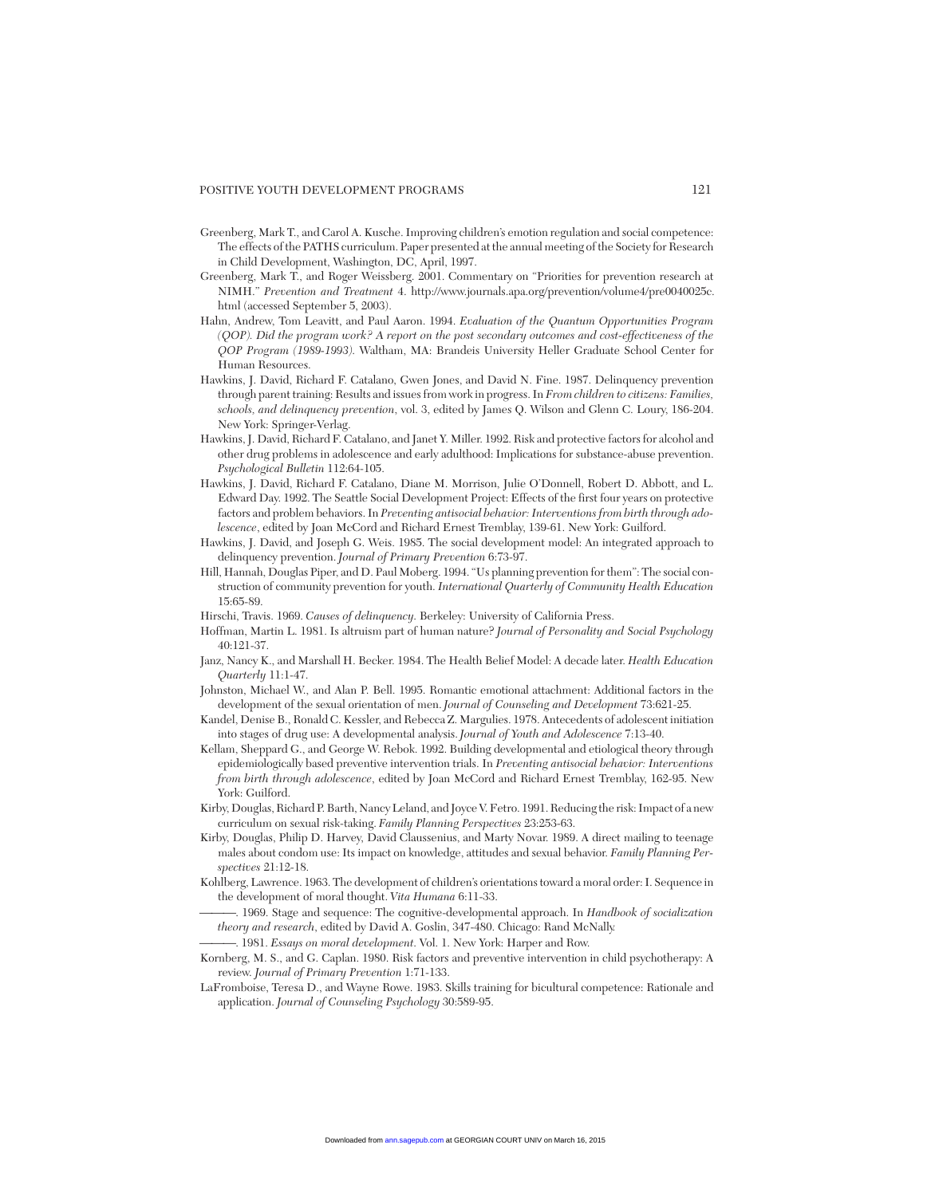Greenberg, Mark T., and Carol A. Kusche. Improving children's emotion regulation and social competence: The effects of the PATHS curriculum. Paper presented at the annual meeting of the Society for Research in Child Development, Washington, DC, April, 1997.

Greenberg, Mark T., and Roger Weissberg. 2001. Commentary on "Priorities for prevention research at NIMH." *Prevention and Treatment* 4. http://www.journals.apa.org/prevention/volume4/pre0040025c.html (accessed September 5, 2003).

Hahn, Andrew, Tom Leavitt, and Paul Aaron. 1994. *Evaluation of the Quantum Opportunities Program (QOP). Did the program work? A report on the post secondary outcomes and cost-effectiveness of the QOP Program (1989-1993)*. Waltham, MA: Brandeis University Heller Graduate School Center for Human Resources.

Hawkins, J. David, Richard F. Catalano, Gwen Jones, and David N. Fine. 1987. Delinquency prevention through parent training: Results and issues from work in progress. In *From children to citizens: Families, schools, and delinquency prevention*, vol. 3, edited by James Q. Wilson and Glenn C. Loury, 186-204. New York: Springer-Verlag.

Hawkins, J. David, Richard F. Catalano, and Janet Y. Miller. 1992. Risk and protective factors for alcohol and other drug problems in adolescence and early adulthood: Implications for substance-abuse prevention. *Psychological Bulletin* 112:64-105.

Hawkins, J. David, Richard F. Catalano, Diane M. Morrison, Julie O'Donnell, Robert D. Abbott, and L. Edward Day. 1992. The Seattle Social Development Project: Effects of the first four years on protective factors and problem behaviors. In *Preventing antisocial behavior: Interventions from birth through adolescence*, edited by Joan McCord and Richard Ernest Tremblay, 139-61. New York: Guilford.

Hawkins, J. David, and Joseph G. Weis. 1985. The social development model: An integrated approach to delinquency prevention. *Journal of Primary Prevention* 6:73-97.

Hill, Hannah, Douglas Piper, and D. Paul Moberg. 1994. "Us planning prevention for them": The social construction of community prevention for youth. *International Quarterly of Community Health Education* 15:65-89.

Hirschi, Travis. 1969. *Causes of delinquency*. Berkeley: University of California Press.

Hoffman, Martin L. 1981. Is altruism part of human nature? *Journal of Personality and Social Psychology* 40:121-37.

Janz, Nancy K., and Marshall H. Becker. 1984. The Health Belief Model: A decade later. *Health Education Quarterly* 11:1-47.

Johnston, Michael W., and Alan P. Bell. 1995. Romantic emotional attachment: Additional factors in the development of the sexual orientation of men. *Journal of Counseling and Development* 73:621-25.

Kandel, Denise B., Ronald C. Kessler, and Rebecca Z. Margulies. 1978. Antecedents of adolescent initiation into stages of drug use: A developmental analysis. *Journal of Youth and Adolescence* 7:13-40.

Kellam, Sheppard G., and George W. Rebok. 1992. Building developmental and etiological theory through epidemiologically based preventive intervention trials. In *Preventing antisocial behavior: Interventions from birth through adolescence*, edited by Joan McCord and Richard Ernest Tremblay, 162-95. New York: Guilford.

Kirby, Douglas, Richard P. Barth, Nancy Leland, and Joyce V. Fetro. 1991. Reducing the risk: Impact of a new curriculum on sexual risk-taking. *Family Planning Perspectives* 23:253-63.

Kirby, Douglas, Philip D. Harvey, David Claussenius, and Marty Novar. 1989. A direct mailing to teenage males about condom use: Its impact on knowledge, attitudes and sexual behavior. *Family Planning Perspectives* 21:12-18.

Kohlberg, Lawrence. 1963. The development of children's orientations toward a moral order: I. Sequence in the development of moral thought. *Vita Humana* 6:11-33.

———. 1969. Stage and sequence: The cognitive-developmental approach. In *Handbook of socialization theory and research*, edited by David A. Goslin, 347-480. Chicago: Rand McNally.

———. 1981. *Essays on moral development*. Vol. 1. New York: Harper and Row.

Kornberg, M. S., and G. Caplan. 1980. Risk factors and preventive intervention in child psychotherapy: A review. *Journal of Primary Prevention* 1:71-133.

LaFromboise, Teresa D., and Wayne Rowe. 1983. Skills training for bicultural competence: Rationale and application. *Journal of Counseling Psychology* 30:589-95.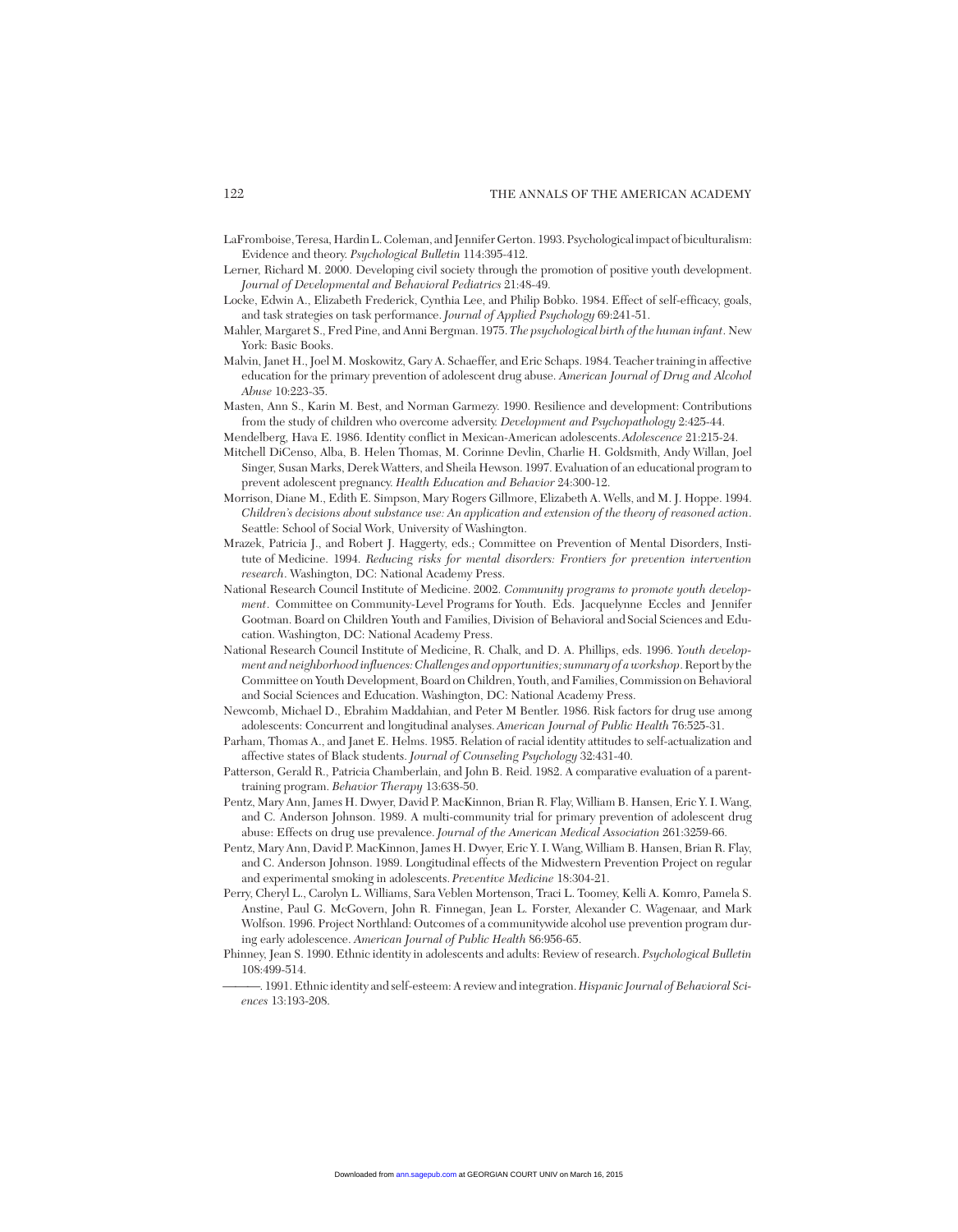LaFromboise, Teresa, Hardin L. Coleman, and Jennifer Gerton. 1993. Psychological impact of biculturalism: Evidence and theory. *Psychological Bulletin* 114:395-412.

Lerner, Richard M. 2000. Developing civil society through the promotion of positive youth development. *Journal of Developmental and Behavioral Pediatrics* 21:48-49.

Locke, Edwin A., Elizabeth Frederick, Cynthia Lee, and Philip Bobko. 1984. Effect of self-efficacy, goals, and task strategies on task performance. *Journal of Applied Psychology* 69:241-51.

Mahler, Margaret S., Fred Pine, and Anni Bergman. 1975. *The psychological birth of the human infant*. New York: Basic Books.

Malvin, Janet H., Joel M. Moskowitz, Gary A. Schaeffer, and Eric Schaps. 1984. Teacher training in affective education for the primary prevention of adolescent drug abuse. *American Journal of Drug and Alcohol Abuse* 10:223-35.

Masten, Ann S., Karin M. Best, and Norman Garmezy. 1990. Resilience and development: Contributions from the study of children who overcome adversity. *Development and Psychopathology* 2:425-44.

Mendelberg, Hava E. 1986. Identity conflict in Mexican-American adolescents. *Adolescence* 21:215-24.

Mitchell DiCenso, Alba, B. Helen Thomas, M. Corinne Devlin, Charlie H. Goldsmith, Andy Willan, Joel Singer, Susan Marks, Derek Watters, and Sheila Hewson. 1997. Evaluation of an educational program to prevent adolescent pregnancy. *Health Education and Behavior* 24:300-12.

Morrison, Diane M., Edith E. Simpson, Mary Rogers Gillmore, Elizabeth A. Wells, and M. J. Hoppe. 1994. *Children's decisions about substance use: An application and extension of the theory of reasoned action*. Seattle: School of Social Work, University of Washington.

Mrazek, Patricia J., and Robert J. Haggerty, eds.; Committee on Prevention of Mental Disorders, Institute of Medicine. 1994. *Reducing risks for mental disorders: Frontiers for prevention intervention research*. Washington, DC: National Academy Press.

National Research Council Institute of Medicine. 2002. *Community programs to promote youth development*. Committee on Community-Level Programs for Youth. Eds. Jacquelynne Eccles and Jennifer Gootman. Board on Children Youth and Families, Division of Behavioral and Social Sciences and Education. Washington, DC: National Academy Press.

National Research Council Institute of Medicine, R. Chalk, and D. A. Phillips, eds. 1996. *Youth development and neighborhood influences: Challenges and opportunities; summary of a workshop*. Report by the Committee on Youth Development, Board on Children, Youth, and Families, Commission on Behavioral and Social Sciences and Education. Washington, DC: National Academy Press.

Newcomb, Michael D., Ebrahim Maddahian, and Peter M Bentler. 1986. Risk factors for drug use among adolescents: Concurrent and longitudinal analyses. *American Journal of Public Health* 76:525-31.

Parham, Thomas A., and Janet E. Helms. 1985. Relation of racial identity attitudes to self-actualization and affective states of Black students. *Journal of Counseling Psychology* 32:431-40.

Patterson, Gerald R., Patricia Chamberlain, and John B. Reid. 1982. A comparative evaluation of a parent-training program. *Behavior Therapy* 13:638-50.

Pentz, Mary Ann, James H. Dwyer, David P. MacKinnon, Brian R. Flay, William B. Hansen, Eric Y. I. Wang, and C. Anderson Johnson. 1989. A multi-community trial for primary prevention of adolescent drug abuse: Effects on drug use prevalence. *Journal of the American Medical Association* 261:3259-66.

Pentz, Mary Ann, David P. MacKinnon, James H. Dwyer, Eric Y. I. Wang, William B. Hansen, Brian R. Flay, and C. Anderson Johnson. 1989. Longitudinal effects of the Midwestern Prevention Project on regular and experimental smoking in adolescents. *Preventive Medicine* 18:304-21.

Perry, Cheryl L., Carolyn L. Williams, Sara Veblen Mortenson, Traci L. Toomey, Kelli A. Komro, Pamela S. Anstine, Paul G. McGovern, John R. Finnegan, Jean L. Forster, Alexander C. Wagenaar, and Mark Wolfson. 1996. Project Northland: Outcomes of a communitywide alcohol use prevention program during early adolescence. *American Journal of Public Health* 86:956-65.

Phinney, Jean S. 1990. Ethnic identity in adolescents and adults: Review of research. *Psychological Bulletin* 108:499-514.

———. 1991. Ethnic identity and self-esteem: A review and integration. *Hispanic Journal of Behavioral Sciences* 13:193-208.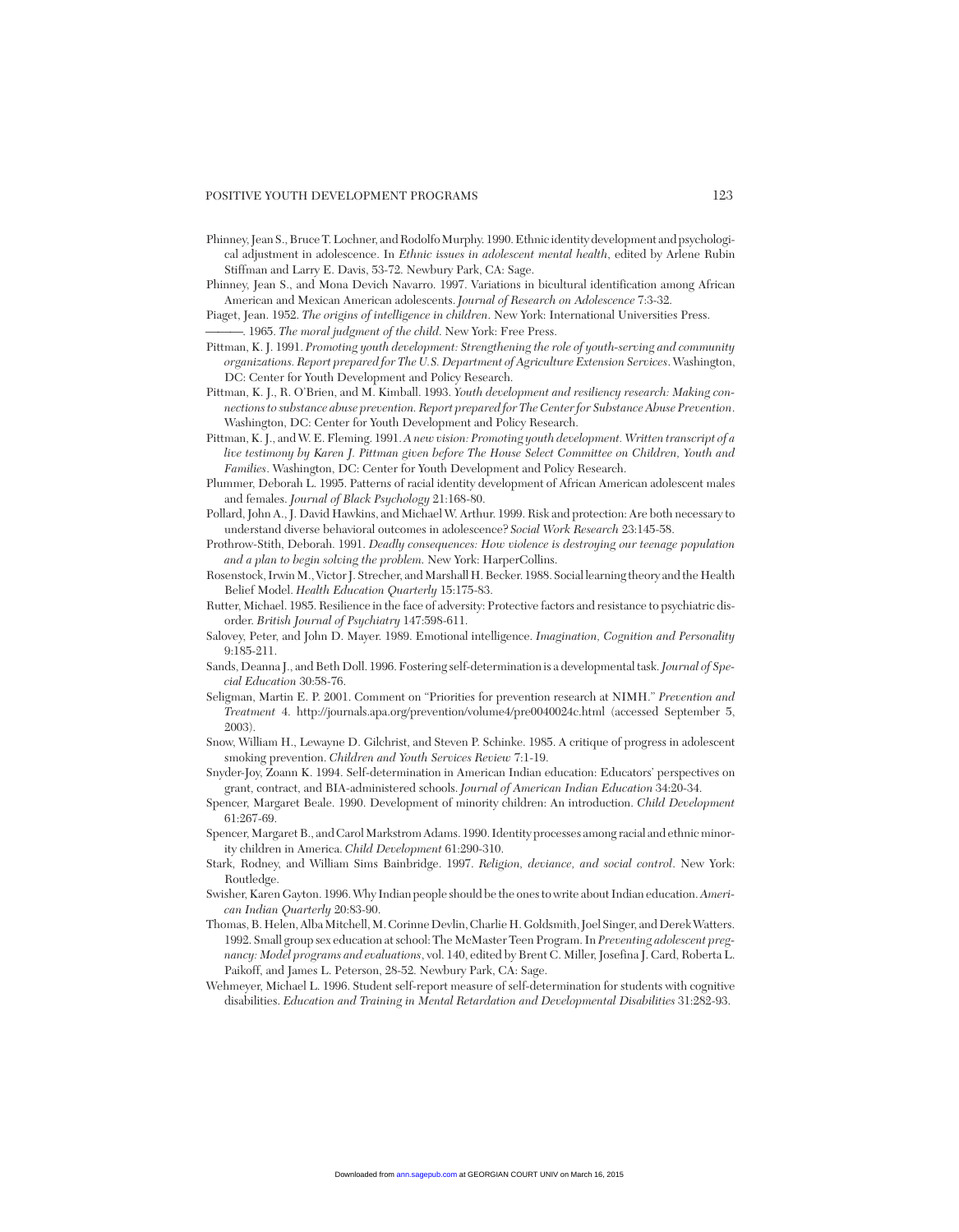Phinney, Jean S., Bruce T. Lochner, and Rodolfo Murphy. 1990. Ethnic identity development and psychological adjustment in adolescence. In *Ethnic issues in adolescent mental health*, edited by Arlene Rubin Stiffman and Larry E. Davis, 53-72. Newbury Park, CA: Sage.

Phinney, Jean S., and Mona Devich Navarro. 1997. Variations in bicultural identification among African American and Mexican American adolescents. *Journal of Research on Adolescence* 7:3-32.

Piaget, Jean. 1952. *The origins of intelligence in children*. New York: International Universities Press.

———. 1965. *The moral judgment of the child*. New York: Free Press.

Pittman, K. J. 1991. *Promoting youth development: Strengthening the role of youth-serving and community organizations. Report prepared for The U.S. Department of Agriculture Extension Services*. Washington, DC: Center for Youth Development and Policy Research.

Pittman, K. J., R. O'Brien, and M. Kimball. 1993. *Youth development and resiliency research: Making connections to substance abuse prevention. Report prepared for The Center for Substance Abuse Prevention*. Washington, DC: Center for Youth Development and Policy Research.

Pittman, K. J., and W. E. Fleming. 1991. *A new vision: Promoting youth development. Written transcript of a live testimony by Karen J. Pittman given before The House Select Committee on Children, Youth and Families*. Washington, DC: Center for Youth Development and Policy Research.

Plummer, Deborah L. 1995. Patterns of racial identity development of African American adolescent males and females. *Journal of Black Psychology* 21:168-80.

Pollard, John A., J. David Hawkins, and Michael W. Arthur. 1999. Risk and protection: Are both necessary to understand diverse behavioral outcomes in adolescence? *Social Work Research* 23:145-58.

Prothrow-Stith, Deborah. 1991. *Deadly consequences: How violence is destroying our teenage population and a plan to begin solving the problem.* New York: HarperCollins.

Rosenstock, Irwin M., Victor J. Strecher, and Marshall H. Becker. 1988. Social learning theory and the Health Belief Model. *Health Education Quarterly* 15:175-83.

Rutter, Michael. 1985. Resilience in the face of adversity: Protective factors and resistance to psychiatric disorder. *British Journal of Psychiatry* 147:598-611.

Salovey, Peter, and John D. Mayer. 1989. Emotional intelligence. *Imagination, Cognition and Personality* 9:185-211.

Sands, Deanna J., and Beth Doll. 1996. Fostering self-determination is a developmental task. *Journal of Special Education* 30:58-76.

Seligman, Martin E. P. 2001. Comment on "Priorities for prevention research at NIMH." *Prevention and Treatment* 4. http://journals.apa.org/prevention/volume4/pre0040024c.html (accessed September 5, 2003).

Snow, William H., Lewayne D. Gilchrist, and Steven P. Schinke. 1985. A critique of progress in adolescent smoking prevention. *Children and Youth Services Review* 7:1-19.

Snyder-Joy, Zoann K. 1994. Self-determination in American Indian education: Educators' perspectives on grant, contract, and BIA-administered schools. *Journal of American Indian Education* 34:20-34.

Spencer, Margaret Beale. 1990. Development of minority children: An introduction. *Child Development* 61:267-69.

Spencer, Margaret B., and Carol Markstrom Adams. 1990. Identity processes among racial and ethnic minority children in America. *Child Development* 61:290-310.

Stark, Rodney, and William Sims Bainbridge. 1997. *Religion, deviance, and social control*. New York: Routledge.

Swisher, Karen Gayton. 1996. Why Indian people should be the ones to write about Indian education. *American Indian Quarterly* 20:83-90.

Thomas, B. Helen, Alba Mitchell, M. Corinne Devlin, Charlie H. Goldsmith, Joel Singer, and Derek Watters. 1992. Small group sex education at school: The McMaster Teen Program. In *Preventing adolescent pregnancy: Model programs and evaluations*, vol. 140, edited by Brent C. Miller, Josefina J. Card, Roberta L. Paikoff, and James L. Peterson, 28-52. Newbury Park, CA: Sage.

Wehmeyer, Michael L. 1996. Student self-report measure of self-determination for students with cognitive disabilities. *Education and Training in Mental Retardation and Developmental Disabilities* 31:282-93.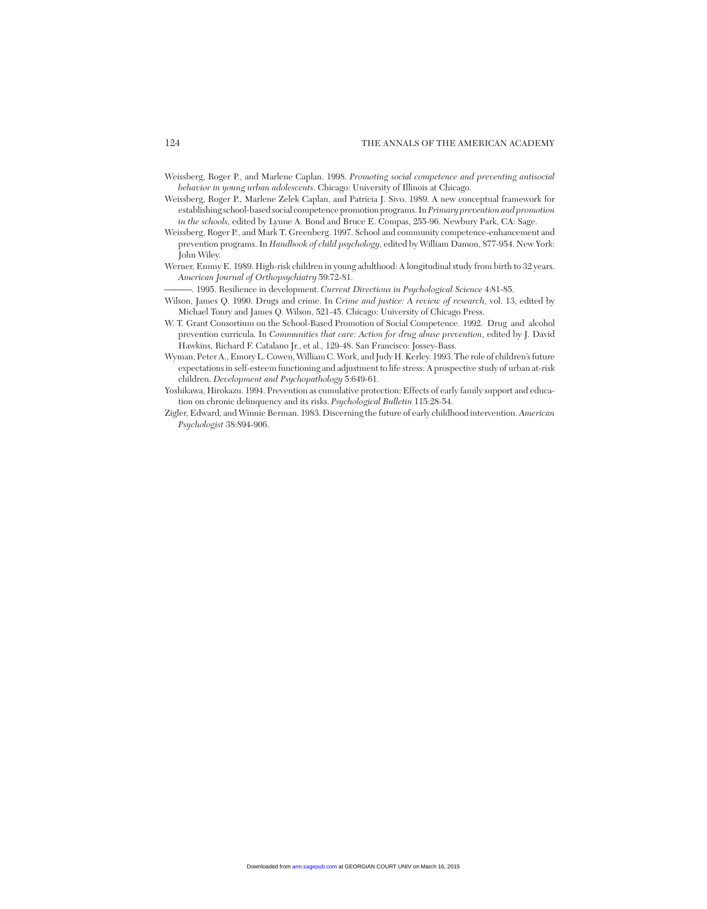Weissberg, Roger P., and Marlene Caplan. 1998. *Promoting social competence and preventing antisocial behavior in young urban adolescents*. Chicago: University of Illinois at Chicago.

Weissberg, Roger P., Marlene Zelek Caplan, and Patricia J. Sivo. 1989. A new conceptual framework for establishing school-based social competence promotion programs. In *Primary prevention and promotion in the schools*, edited by Lynne A. Bond and Bruce E. Compas, 255-96. Newbury Park, CA: Sage.

Weissberg, Roger P., and Mark T. Greenberg. 1997. School and community competence-enhancement and prevention programs. In *Handbook of child psychology*, edited by William Damon, 877-954. New York: John Wiley.

Werner, Emmy E. 1989. High-risk children in young adulthood: A longitudinal study from birth to 32 years. *American Journal of Orthopsychiatry* 59:72-81.

———. 1995. Resilience in development. *Current Directions in Psychological Science* 4:81-85.

Wilson, James Q. 1990. Drugs and crime. In *Crime and justice: A review of research*, vol. 13, edited by Michael Tonry and James Q. Wilson, 521-45. Chicago: University of Chicago Press.

W. T. Grant Consortium on the School-Based Promotion of Social Competence. 1992. Drug and alcohol prevention curricula. In *Communities that care: Action for drug abuse prevention*, edited by J. David Hawkins, Richard F. Catalano Jr., et al., 129-48. San Francisco: Jossey-Bass.

Wyman, Peter A., Emory L. Cowen, William C. Work, and Judy H. Kerley. 1993. The role of children's future expectations in self-esteem functioning and adjustment to life stress: A prospective study of urban at-risk children. *Development and Psychopathology* 5:649-61.

Yoshikawa, Hirokazu. 1994. Prevention as cumulative protection: Effects of early family support and education on chronic delinquency and its risks. *Psychological Bulletin* 115:28-54.

Zigler, Edward, and Winnie Berman. 1983. Discerning the future of early childhood intervention. *American Psychologist* 38:894-906.